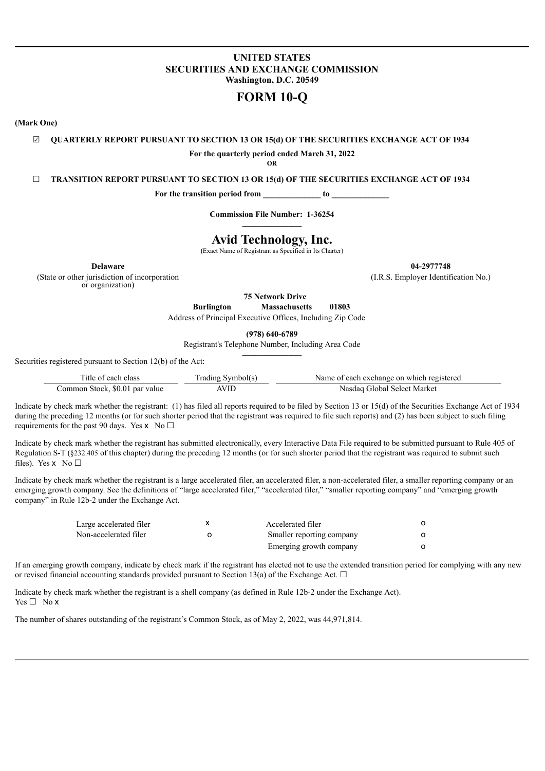**UNITED STATES**
**SECURITIES AND EXCHANGE COMMISSION**
**Washington, D.C. 20549**

# FORM 10-Q

**(Mark One)**

☑ **QUARTERLY REPORT PURSUANT TO SECTION 13 OR 15(d) OF THE SECURITIES EXCHANGE ACT OF 1934**

**For the quarterly period ended March 31, 2022**

**OR**

☐ **TRANSITION REPORT PURSUANT TO SECTION 13 OR 15(d) OF THE SECURITIES EXCHANGE ACT OF 1934**

**For the transition period from \_\_\_\_\_\_\_\_\_\_\_\_\_\_ to \_\_\_\_\_\_\_\_\_\_\_\_\_\_**

**Commission File Number: 1-36254**

# Avid Technology, Inc.

(Exact Name of Registrant as Specified in Its Charter)

| **Delaware** | **04-2977748** |
|---|---|
| (State or other jurisdiction of incorporation or organization) | (I.R.S. Employer Identification No.) |

**75 Network Drive**
**Burlington Massachusetts 01803**
Address of Principal Executive Offices, Including Zip Code

**(978) 640-6789**
Registrant's Telephone Number, Including Area Code

Securities registered pursuant to Section 12(b) of the Act:

| Title of each class | Trading Symbol(s) | Name of each exchange on which registered |
|---|---|---|
| Common Stock, $0.01 par value | AVID | Nasdaq Global Select Market |

Indicate by check mark whether the registrant: (1) has filed all reports required to be filed by Section 13 or 15(d) of the Securities Exchange Act of 1934 during the preceding 12 months (or for such shorter period that the registrant was required to file such reports) and (2) has been subject to such filing requirements for the past 90 days. Yes x No ☐

Indicate by check mark whether the registrant has submitted electronically, every Interactive Data File required to be submitted pursuant to Rule 405 of Regulation S-T (§232.405 of this chapter) during the preceding 12 months (or for such shorter period that the registrant was required to submit such files). Yes x No ☐

Indicate by check mark whether the registrant is a large accelerated filer, an accelerated filer, a non-accelerated filer, a smaller reporting company or an emerging growth company. See the definitions of "large accelerated filer," "accelerated filer," "smaller reporting company" and "emerging growth company" in Rule 12b-2 under the Exchange Act.

| | | | |
|---|---|---|---|
| Large accelerated filer | x | Accelerated filer | o |
| Non-accelerated filer | o | Smaller reporting company | o |
| | | Emerging growth company | o |

If an emerging growth company, indicate by check mark if the registrant has elected not to use the extended transition period for complying with any new or revised financial accounting standards provided pursuant to Section 13(a) of the Exchange Act. ☐

Indicate by check mark whether the registrant is a shell company (as defined in Rule 12b-2 under the Exchange Act).
Yes ☐ No x

The number of shares outstanding of the registrant's Common Stock, as of May 2, 2022, was 44,971,814.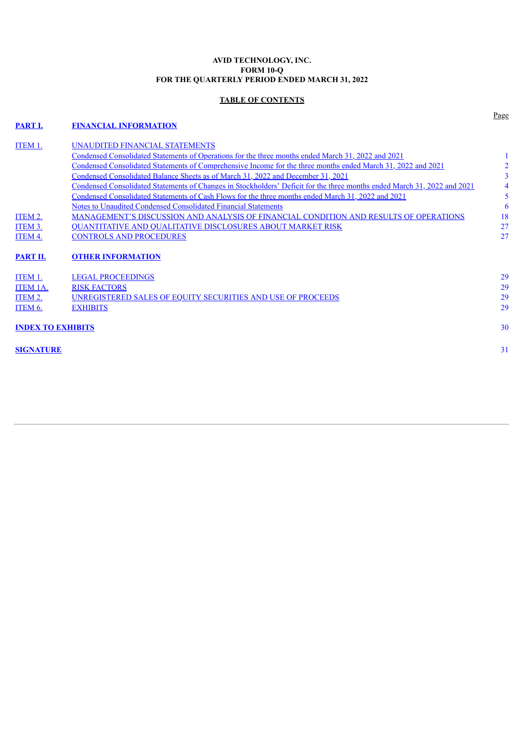**AVID TECHNOLOGY, INC.**
**FORM 10-Q**
**FOR THE QUARTERLY PERIOD ENDED MARCH 31, 2022**

**TABLE OF CONTENTS**

| | | Page |
|---|---|---|
| **PART I.** | **FINANCIAL INFORMATION** | |
| ITEM 1. | UNAUDITED FINANCIAL STATEMENTS | |
| | Condensed Consolidated Statements of Operations for the three months ended March 31, 2022 and 2021 | 1 |
| | Condensed Consolidated Statements of Comprehensive Income for the three months ended March 31, 2022 and 2021 | 2 |
| | Condensed Consolidated Balance Sheets as of March 31, 2022 and December 31, 2021 | 3 |
| | Condensed Consolidated Statements of Changes in Stockholders' Deficit for the three months ended March 31, 2022 and 2021 | 4 |
| | Condensed Consolidated Statements of Cash Flows for the three months ended March 31, 2022 and 2021 | 5 |
| | Notes to Unaudited Condensed Consolidated Financial Statements | 6 |
| ITEM 2. | MANAGEMENT'S DISCUSSION AND ANALYSIS OF FINANCIAL CONDITION AND RESULTS OF OPERATIONS | 18 |
| ITEM 3. | QUANTITATIVE AND QUALITATIVE DISCLOSURES ABOUT MARKET RISK | 27 |
| ITEM 4. | CONTROLS AND PROCEDURES | 27 |
| **PART II.** | **OTHER INFORMATION** | |
| ITEM 1. | LEGAL PROCEEDINGS | 29 |
| ITEM 1A. | RISK FACTORS | 29 |
| ITEM 2. | UNREGISTERED SALES OF EQUITY SECURITIES AND USE OF PROCEEDS | 29 |
| ITEM 6. | EXHIBITS | 29 |
| **INDEX TO EXHIBITS** | | 30 |
| **SIGNATURE** | | 31 |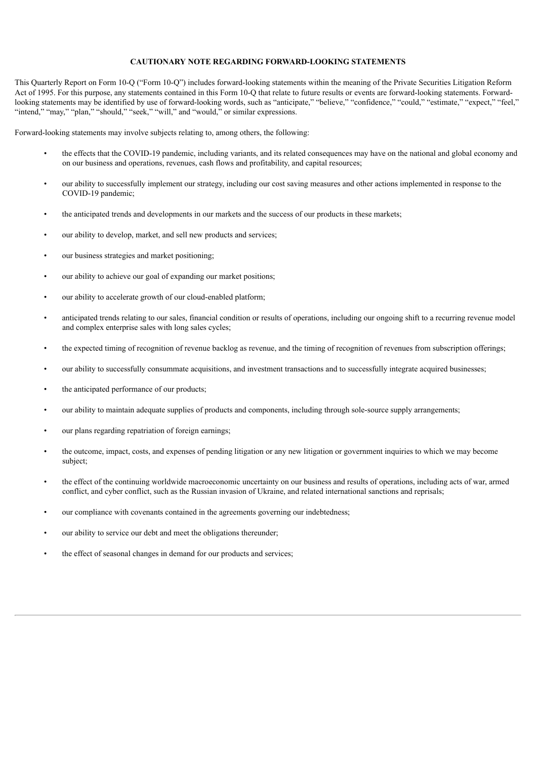**CAUTIONARY NOTE REGARDING FORWARD-LOOKING STATEMENTS**

This Quarterly Report on Form 10-Q ("Form 10-Q") includes forward-looking statements within the meaning of the Private Securities Litigation Reform Act of 1995. For this purpose, any statements contained in this Form 10-Q that relate to future results or events are forward-looking statements. Forward-looking statements may be identified by use of forward-looking words, such as "anticipate," "believe," "confidence," "could," "estimate," "expect," "feel," "intend," "may," "plan," "should," "seek," "will," and "would," or similar expressions.

Forward-looking statements may involve subjects relating to, among others, the following:

- the effects that the COVID-19 pandemic, including variants, and its related consequences may have on the national and global economy and on our business and operations, revenues, cash flows and profitability, and capital resources;
- our ability to successfully implement our strategy, including our cost saving measures and other actions implemented in response to the COVID-19 pandemic;
- the anticipated trends and developments in our markets and the success of our products in these markets;
- our ability to develop, market, and sell new products and services;
- our business strategies and market positioning;
- our ability to achieve our goal of expanding our market positions;
- our ability to accelerate growth of our cloud-enabled platform;
- anticipated trends relating to our sales, financial condition or results of operations, including our ongoing shift to a recurring revenue model and complex enterprise sales with long sales cycles;
- the expected timing of recognition of revenue backlog as revenue, and the timing of recognition of revenues from subscription offerings;
- our ability to successfully consummate acquisitions, and investment transactions and to successfully integrate acquired businesses;
- the anticipated performance of our products;
- our ability to maintain adequate supplies of products and components, including through sole-source supply arrangements;
- our plans regarding repatriation of foreign earnings;
- the outcome, impact, costs, and expenses of pending litigation or any new litigation or government inquiries to which we may become subject;
- the effect of the continuing worldwide macroeconomic uncertainty on our business and results of operations, including acts of war, armed conflict, and cyber conflict, such as the Russian invasion of Ukraine, and related international sanctions and reprisals;
- our compliance with covenants contained in the agreements governing our indebtedness;
- our ability to service our debt and meet the obligations thereunder;
- the effect of seasonal changes in demand for our products and services;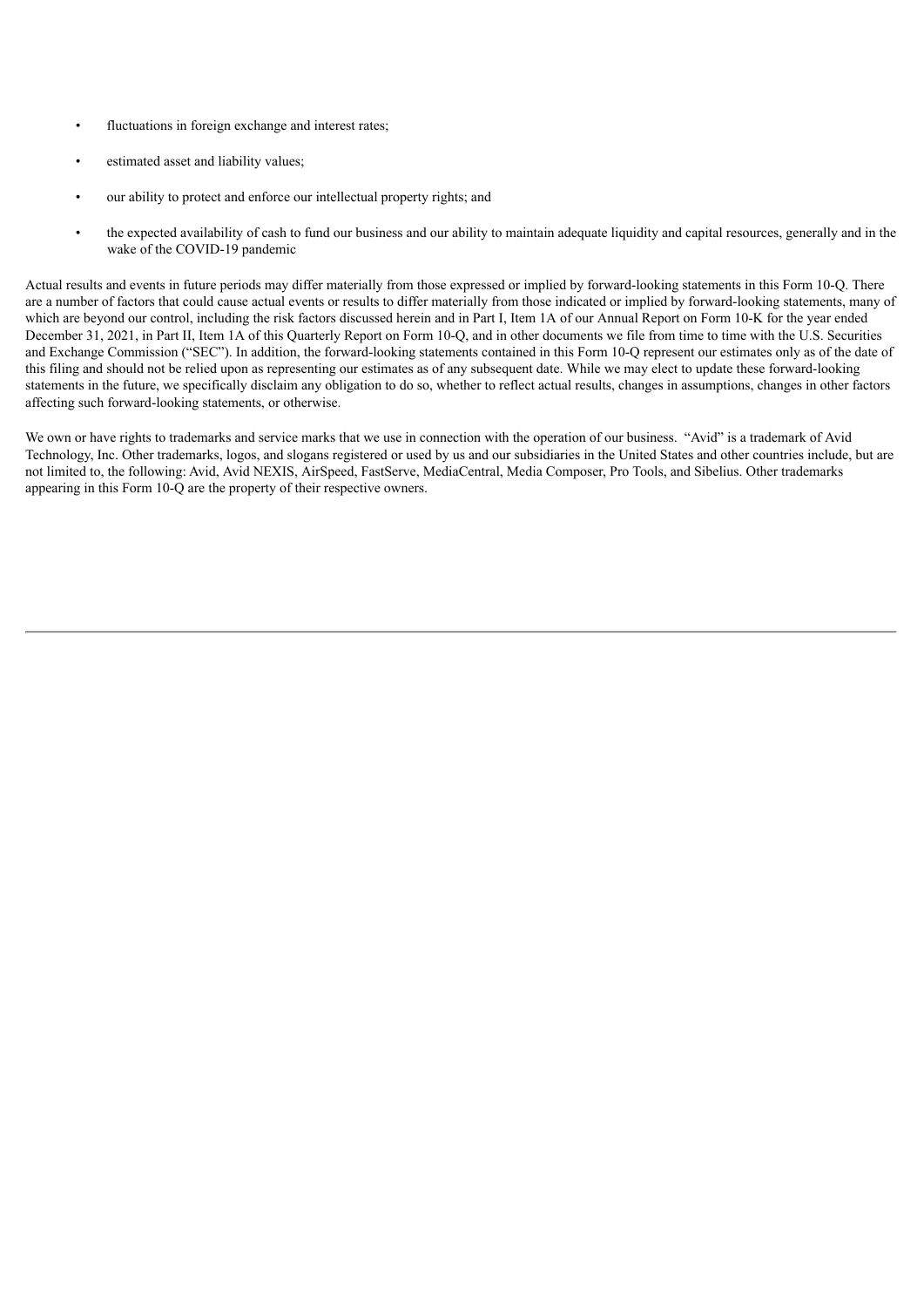- fluctuations in foreign exchange and interest rates;
- estimated asset and liability values;
- our ability to protect and enforce our intellectual property rights; and
- the expected availability of cash to fund our business and our ability to maintain adequate liquidity and capital resources, generally and in the wake of the COVID-19 pandemic

Actual results and events in future periods may differ materially from those expressed or implied by forward-looking statements in this Form 10-Q. There are a number of factors that could cause actual events or results to differ materially from those indicated or implied by forward-looking statements, many of which are beyond our control, including the risk factors discussed herein and in Part I, Item 1A of our Annual Report on Form 10-K for the year ended December 31, 2021, in Part II, Item 1A of this Quarterly Report on Form 10-Q, and in other documents we file from time to time with the U.S. Securities and Exchange Commission ("SEC"). In addition, the forward-looking statements contained in this Form 10-Q represent our estimates only as of the date of this filing and should not be relied upon as representing our estimates as of any subsequent date. While we may elect to update these forward-looking statements in the future, we specifically disclaim any obligation to do so, whether to reflect actual results, changes in assumptions, changes in other factors affecting such forward-looking statements, or otherwise.

We own or have rights to trademarks and service marks that we use in connection with the operation of our business. "Avid" is a trademark of Avid Technology, Inc. Other trademarks, logos, and slogans registered or used by us and our subsidiaries in the United States and other countries include, but are not limited to, the following: Avid, Avid NEXIS, AirSpeed, FastServe, MediaCentral, Media Composer, Pro Tools, and Sibelius. Other trademarks appearing in this Form 10-Q are the property of their respective owners.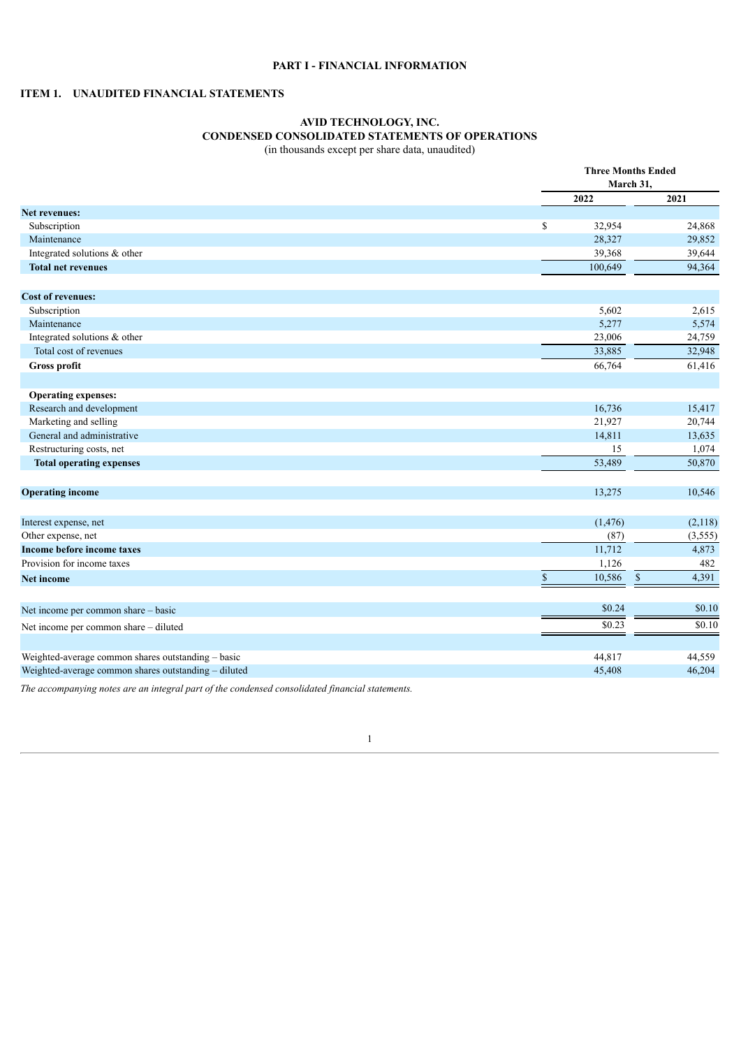## PART I - FINANCIAL INFORMATION

## ITEM 1. UNAUDITED FINANCIAL STATEMENTS

### AVID TECHNOLOGY, INC.
### CONDENSED CONSOLIDATED STATEMENTS OF OPERATIONS
(in thousands except per share data, unaudited)

| | Three Months Ended March 31, | |
|---|---|---|
| | 2022 | 2021 |
| **Net revenues:** | | |
| Subscription | $ 32,954 | 24,868 |
| Maintenance | 28,327 | 29,852 |
| Integrated solutions & other | 39,368 | 39,644 |
| **Total net revenues** | 100,649 | 94,364 |
| | | |
| **Cost of revenues:** | | |
| Subscription | 5,602 | 2,615 |
| Maintenance | 5,277 | 5,574 |
| Integrated solutions & other | 23,006 | 24,759 |
| Total cost of revenues | 33,885 | 32,948 |
| **Gross profit** | 66,764 | 61,416 |
| | | |
| **Operating expenses:** | | |
| Research and development | 16,736 | 15,417 |
| Marketing and selling | 21,927 | 20,744 |
| General and administrative | 14,811 | 13,635 |
| Restructuring costs, net | 15 | 1,074 |
| **Total operating expenses** | 53,489 | 50,870 |
| | | |
| **Operating income** | 13,275 | 10,546 |
| | | |
| Interest expense, net | (1,476) | (2,118) |
| Other expense, net | (87) | (3,555) |
| **Income before income taxes** | 11,712 | 4,873 |
| Provision for income taxes | 1,126 | 482 |
| **Net income** | $ 10,586 | $ 4,391 |
| | | |
| Net income per common share – basic | $0.24 | $0.10 |
| Net income per common share – diluted | $0.23 | $0.10 |
| | | |
| Weighted-average common shares outstanding – basic | 44,817 | 44,559 |
| Weighted-average common shares outstanding – diluted | 45,408 | 46,204 |

*The accompanying notes are an integral part of the condensed consolidated financial statements.*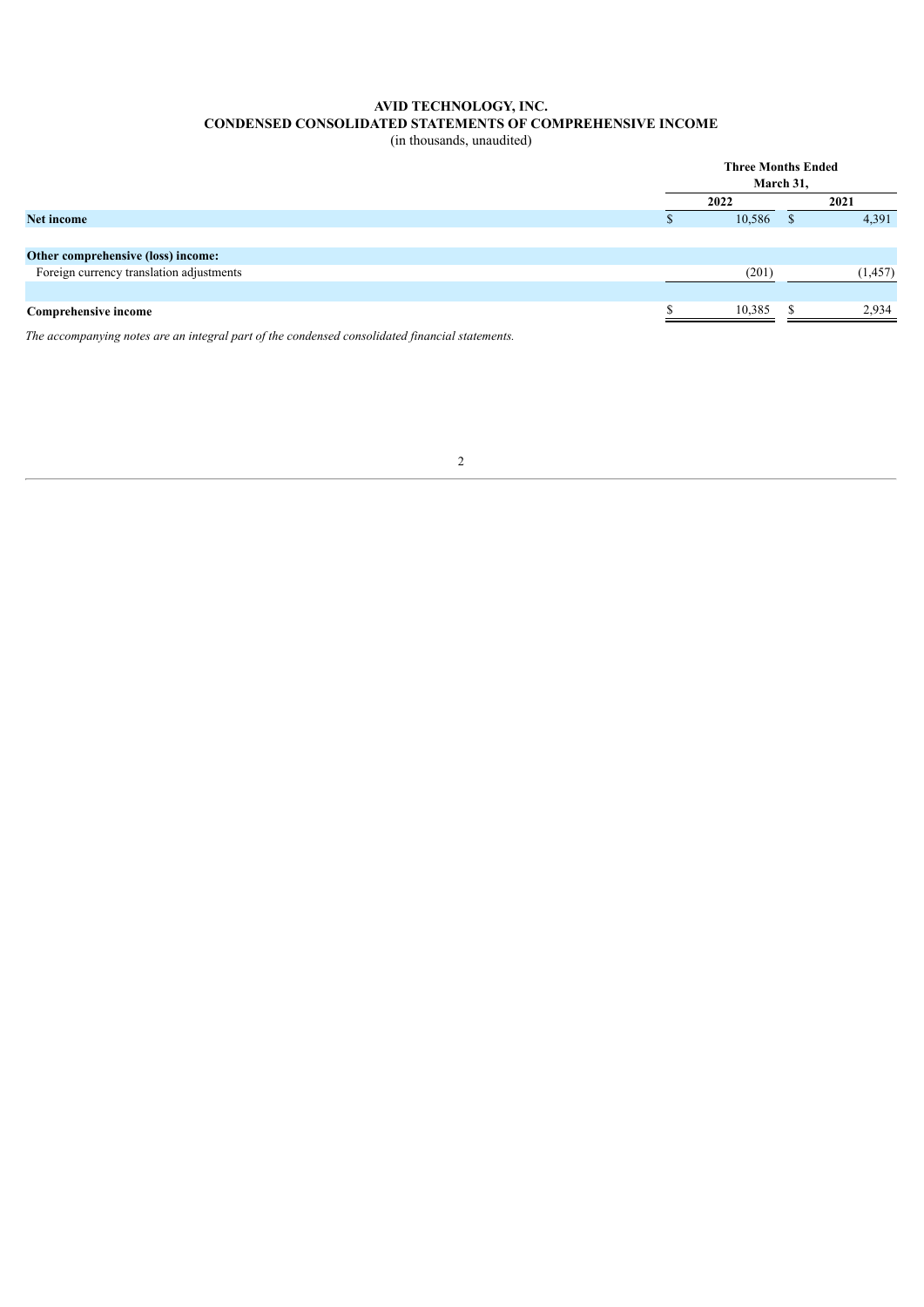# AVID TECHNOLOGY, INC.
## CONDENSED CONSOLIDATED STATEMENTS OF COMPREHENSIVE INCOME
(in thousands, unaudited)

| | Three Months Ended March 31, | |
|---|---|---|
| | 2022 | 2021 |
| **Net income** | $ 10,586 | $ 4,391 |
| | | |
| **Other comprehensive (loss) income:** | | |
| Foreign currency translation adjustments | (201) | (1,457) |
| | | |
| **Comprehensive income** | $ 10,385 | $ 2,934 |

*The accompanying notes are an integral part of the condensed consolidated financial statements.*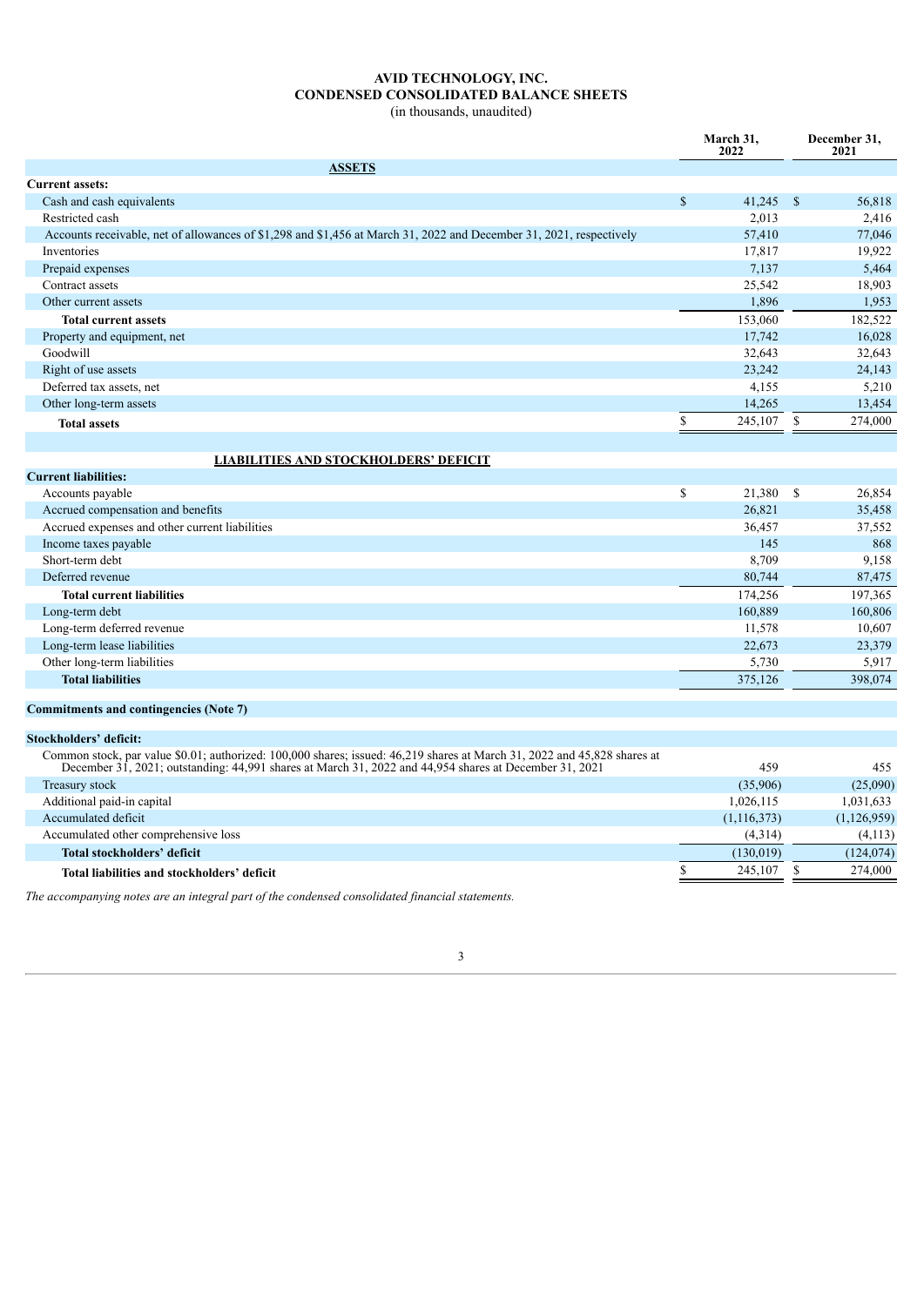# AVID TECHNOLOGY, INC.
## CONDENSED CONSOLIDATED BALANCE SHEETS
(in thousands, unaudited)

| | March 31, 2022 | December 31, 2021 |
|---|---|---|
| **ASSETS** | | |
| **Current assets:** | | |
| Cash and cash equivalents | $ 41,245 | $ 56,818 |
| Restricted cash | 2,013 | 2,416 |
| Accounts receivable, net of allowances of $1,298 and $1,456 at March 31, 2022 and December 31, 2021, respectively | 57,410 | 77,046 |
| Inventories | 17,817 | 19,922 |
| Prepaid expenses | 7,137 | 5,464 |
| Contract assets | 25,542 | 18,903 |
| Other current assets | 1,896 | 1,953 |
| **Total current assets** | 153,060 | 182,522 |
| Property and equipment, net | 17,742 | 16,028 |
| Goodwill | 32,643 | 32,643 |
| Right of use assets | 23,242 | 24,143 |
| Deferred tax assets, net | 4,155 | 5,210 |
| Other long-term assets | 14,265 | 13,454 |
| **Total assets** | $ 245,107 | $ 274,000 |
| | | |
| **LIABILITIES AND STOCKHOLDERS' DEFICIT** | | |
| **Current liabilities:** | | |
| Accounts payable | $ 21,380 | $ 26,854 |
| Accrued compensation and benefits | 26,821 | 35,458 |
| Accrued expenses and other current liabilities | 36,457 | 37,552 |
| Income taxes payable | 145 | 868 |
| Short-term debt | 8,709 | 9,158 |
| Deferred revenue | 80,744 | 87,475 |
| **Total current liabilities** | 174,256 | 197,365 |
| Long-term debt | 160,889 | 160,806 |
| Long-term deferred revenue | 11,578 | 10,607 |
| Long-term lease liabilities | 22,673 | 23,379 |
| Other long-term liabilities | 5,730 | 5,917 |
| **Total liabilities** | 375,126 | 398,074 |
| | | |
| **Commitments and contingencies (Note 7)** | | |
| | | |
| **Stockholders' deficit:** | | |
| Common stock, par value $0.01; authorized: 100,000 shares; issued: 46,219 shares at March 31, 2022 and 45,828 shares at December 31, 2021; outstanding: 44,991 shares at March 31, 2022 and 44,954 shares at December 31, 2021 | 459 | 455 |
| Treasury stock | (35,906) | (25,090) |
| Additional paid-in capital | 1,026,115 | 1,031,633 |
| Accumulated deficit | (1,116,373) | (1,126,959) |
| Accumulated other comprehensive loss | (4,314) | (4,113) |
| **Total stockholders' deficit** | (130,019) | (124,074) |
| **Total liabilities and stockholders' deficit** | $ 245,107 | $ 274,000 |

*The accompanying notes are an integral part of the condensed consolidated financial statements.*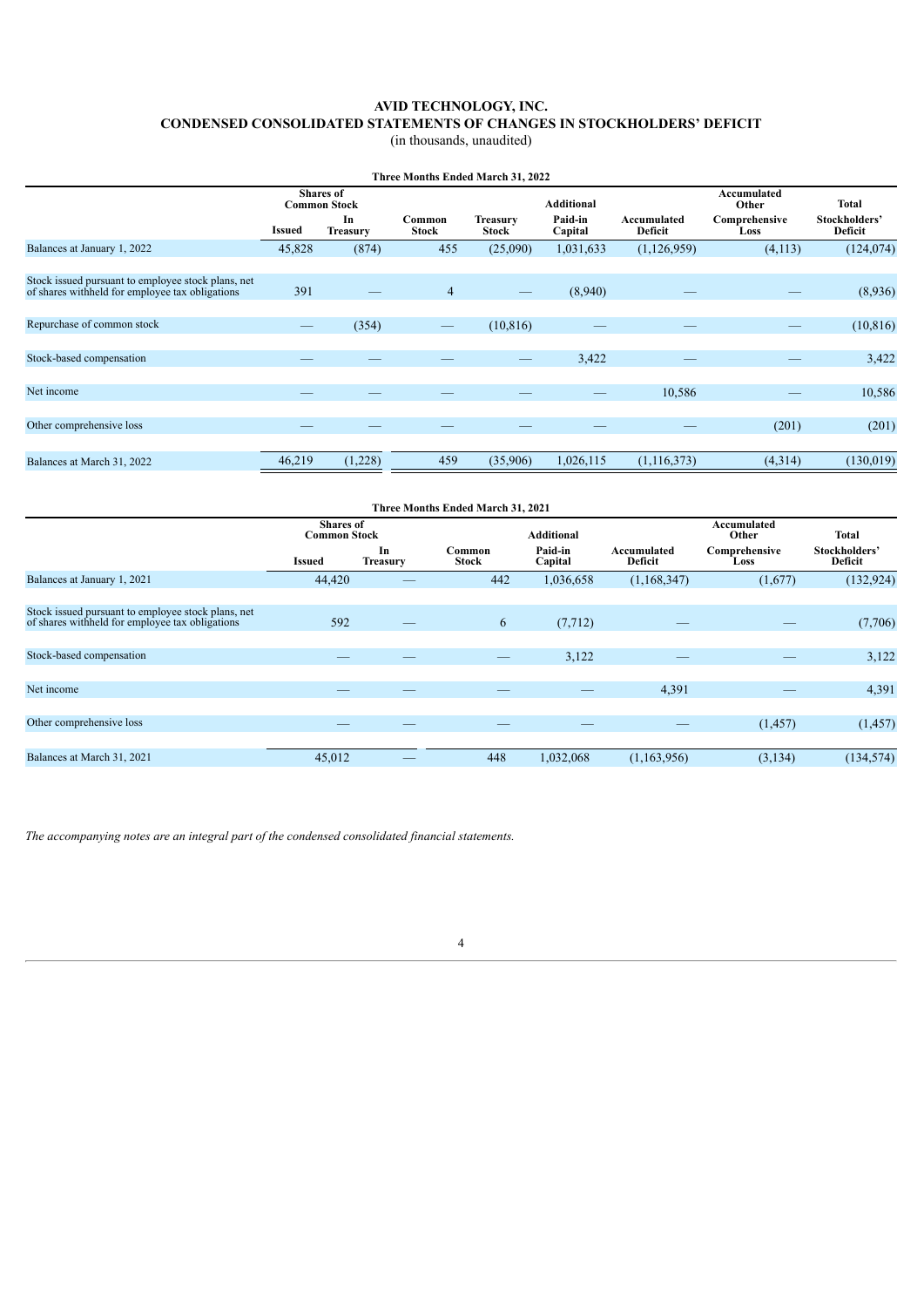# AVID TECHNOLOGY, INC.
## CONDENSED CONSOLIDATED STATEMENTS OF CHANGES IN STOCKHOLDERS' DEFICIT
(in thousands, unaudited)

**Three Months Ended March 31, 2022**

| | Shares of Common Stock | | Common Stock | Treasury Stock | Additional Paid-in Capital | Accumulated Deficit | Accumulated Other Comprehensive Loss | Total Stockholders' Deficit |
|---|---|---|---|---|---|---|---|---|
| | Issued | In Treasury | | | | | | |
| Balances at January 1, 2022 | 45,828 | (874) | 455 | (25,090) | 1,031,633 | (1,126,959) | (4,113) | (124,074) |
| Stock issued pursuant to employee stock plans, net of shares withheld for employee tax obligations | 391 | — | 4 | — | (8,940) | — | — | (8,936) |
| Repurchase of common stock | — | (354) | — | (10,816) | — | — | — | (10,816) |
| Stock-based compensation | — | — | — | — | 3,422 | — | — | 3,422 |
| Net income | — | — | — | — | — | 10,586 | — | 10,586 |
| Other comprehensive loss | — | — | — | — | — | — | (201) | (201) |
| Balances at March 31, 2022 | 46,219 | (1,228) | 459 | (35,906) | 1,026,115 | (1,116,373) | (4,314) | (130,019) |

**Three Months Ended March 31, 2021**

| | Shares of Common Stock | | Common Stock | Additional Paid-in Capital | Accumulated Deficit | Accumulated Other Comprehensive Loss | Total Stockholders' Deficit |
|---|---|---|---|---|---|---|---|
| | Issued | In Treasury | | | | | |
| Balances at January 1, 2021 | 44,420 | — | 442 | 1,036,658 | (1,168,347) | (1,677) | (132,924) |
| Stock issued pursuant to employee stock plans, net of shares withheld for employee tax obligations | 592 | — | 6 | (7,712) | — | — | (7,706) |
| Stock-based compensation | — | — | — | 3,122 | — | — | 3,122 |
| Net income | — | — | — | — | 4,391 | — | 4,391 |
| Other comprehensive loss | — | — | — | — | — | (1,457) | (1,457) |
| Balances at March 31, 2021 | 45,012 | — | 448 | 1,032,068 | (1,163,956) | (3,134) | (134,574) |

*The accompanying notes are an integral part of the condensed consolidated financial statements.*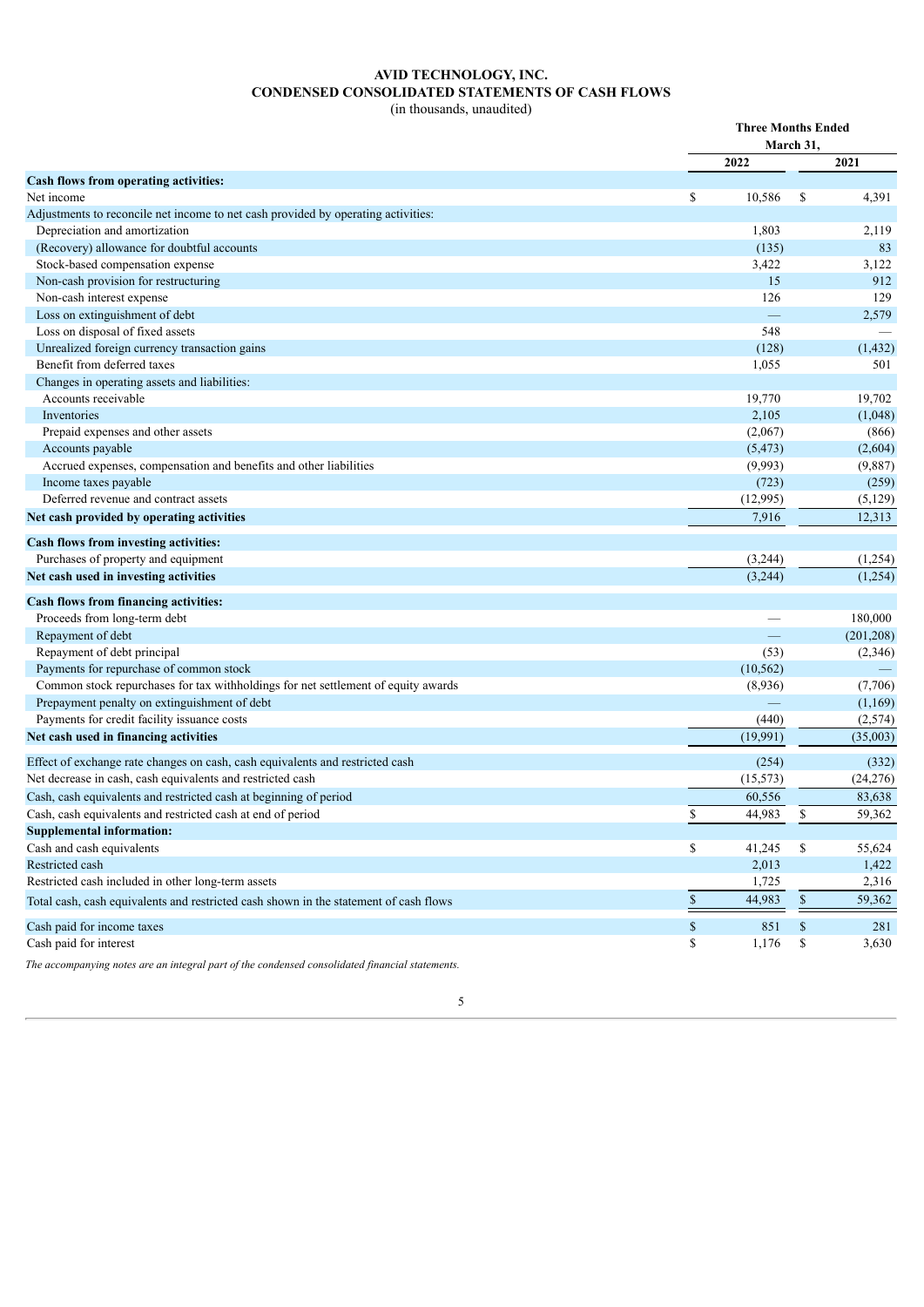# AVID TECHNOLOGY, INC.
## CONDENSED CONSOLIDATED STATEMENTS OF CASH FLOWS
(in thousands, unaudited)

| | Three Months Ended March 31, | |
|---|---|---|
| | 2022 | 2021 |
| **Cash flows from operating activities:** | | |
| Net income | $ 10,586 | $ 4,391 |
| Adjustments to reconcile net income to net cash provided by operating activities: | | |
| Depreciation and amortization | 1,803 | 2,119 |
| (Recovery) allowance for doubtful accounts | (135) | 83 |
| Stock-based compensation expense | 3,422 | 3,122 |
| Non-cash provision for restructuring | 15 | 912 |
| Non-cash interest expense | 126 | 129 |
| Loss on extinguishment of debt | — | 2,579 |
| Loss on disposal of fixed assets | 548 | — |
| Unrealized foreign currency transaction gains | (128) | (1,432) |
| Benefit from deferred taxes | 1,055 | 501 |
| Changes in operating assets and liabilities: | | |
| Accounts receivable | 19,770 | 19,702 |
| Inventories | 2,105 | (1,048) |
| Prepaid expenses and other assets | (2,067) | (866) |
| Accounts payable | (5,473) | (2,604) |
| Accrued expenses, compensation and benefits and other liabilities | (9,993) | (9,887) |
| Income taxes payable | (723) | (259) |
| Deferred revenue and contract assets | (12,995) | (5,129) |
| **Net cash provided by operating activities** | 7,916 | 12,313 |
| **Cash flows from investing activities:** | | |
| Purchases of property and equipment | (3,244) | (1,254) |
| **Net cash used in investing activities** | (3,244) | (1,254) |
| **Cash flows from financing activities:** | | |
| Proceeds from long-term debt | — | 180,000 |
| Repayment of debt | — | (201,208) |
| Repayment of debt principal | (53) | (2,346) |
| Payments for repurchase of common stock | (10,562) | — |
| Common stock repurchases for tax withholdings for net settlement of equity awards | (8,936) | (7,706) |
| Prepayment penalty on extinguishment of debt | — | (1,169) |
| Payments for credit facility issuance costs | (440) | (2,574) |
| **Net cash used in financing activities** | (19,991) | (35,003) |
| Effect of exchange rate changes on cash, cash equivalents and restricted cash | (254) | (332) |
| Net decrease in cash, cash equivalents and restricted cash | (15,573) | (24,276) |
| Cash, cash equivalents and restricted cash at beginning of period | 60,556 | 83,638 |
| Cash, cash equivalents and restricted cash at end of period | $ 44,983 | $ 59,362 |
| **Supplemental information:** | | |
| Cash and cash equivalents | $ 41,245 | $ 55,624 |
| Restricted cash | 2,013 | 1,422 |
| Restricted cash included in other long-term assets | 1,725 | 2,316 |
| Total cash, cash equivalents and restricted cash shown in the statement of cash flows | $ 44,983 | $ 59,362 |
| Cash paid for income taxes | $ 851 | $ 281 |
| Cash paid for interest | $ 1,176 | $ 3,630 |

*The accompanying notes are an integral part of the condensed consolidated financial statements.*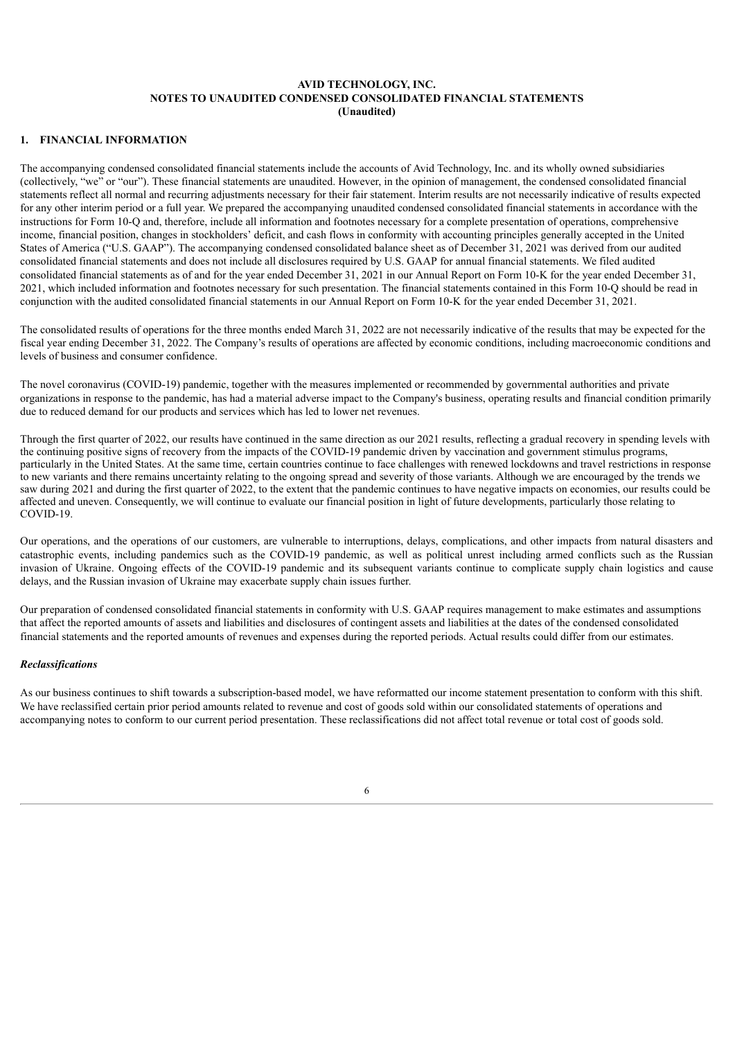**AVID TECHNOLOGY, INC.**
**NOTES TO UNAUDITED CONDENSED CONSOLIDATED FINANCIAL STATEMENTS**
**(Unaudited)**

## 1. FINANCIAL INFORMATION

The accompanying condensed consolidated financial statements include the accounts of Avid Technology, Inc. and its wholly owned subsidiaries (collectively, "we" or "our"). These financial statements are unaudited. However, in the opinion of management, the condensed consolidated financial statements reflect all normal and recurring adjustments necessary for their fair statement. Interim results are not necessarily indicative of results expected for any other interim period or a full year. We prepared the accompanying unaudited condensed consolidated financial statements in accordance with the instructions for Form 10-Q and, therefore, include all information and footnotes necessary for a complete presentation of operations, comprehensive income, financial position, changes in stockholders' deficit, and cash flows in conformity with accounting principles generally accepted in the United States of America ("U.S. GAAP"). The accompanying condensed consolidated balance sheet as of December 31, 2021 was derived from our audited consolidated financial statements and does not include all disclosures required by U.S. GAAP for annual financial statements. We filed audited consolidated financial statements as of and for the year ended December 31, 2021 in our Annual Report on Form 10-K for the year ended December 31, 2021, which included information and footnotes necessary for such presentation. The financial statements contained in this Form 10-Q should be read in conjunction with the audited consolidated financial statements in our Annual Report on Form 10-K for the year ended December 31, 2021.

The consolidated results of operations for the three months ended March 31, 2022 are not necessarily indicative of the results that may be expected for the fiscal year ending December 31, 2022. The Company's results of operations are affected by economic conditions, including macroeconomic conditions and levels of business and consumer confidence.

The novel coronavirus (COVID-19) pandemic, together with the measures implemented or recommended by governmental authorities and private organizations in response to the pandemic, has had a material adverse impact to the Company's business, operating results and financial condition primarily due to reduced demand for our products and services which has led to lower net revenues.

Through the first quarter of 2022, our results have continued in the same direction as our 2021 results, reflecting a gradual recovery in spending levels with the continuing positive signs of recovery from the impacts of the COVID-19 pandemic driven by vaccination and government stimulus programs, particularly in the United States. At the same time, certain countries continue to face challenges with renewed lockdowns and travel restrictions in response to new variants and there remains uncertainty relating to the ongoing spread and severity of those variants. Although we are encouraged by the trends we saw during 2021 and during the first quarter of 2022, to the extent that the pandemic continues to have negative impacts on economies, our results could be affected and uneven. Consequently, we will continue to evaluate our financial position in light of future developments, particularly those relating to COVID-19.

Our operations, and the operations of our customers, are vulnerable to interruptions, delays, complications, and other impacts from natural disasters and catastrophic events, including pandemics such as the COVID-19 pandemic, as well as political unrest including armed conflicts such as the Russian invasion of Ukraine. Ongoing effects of the COVID-19 pandemic and its subsequent variants continue to complicate supply chain logistics and cause delays, and the Russian invasion of Ukraine may exacerbate supply chain issues further.

Our preparation of condensed consolidated financial statements in conformity with U.S. GAAP requires management to make estimates and assumptions that affect the reported amounts of assets and liabilities and disclosures of contingent assets and liabilities at the dates of the condensed consolidated financial statements and the reported amounts of revenues and expenses during the reported periods. Actual results could differ from our estimates.

### *Reclassifications*

As our business continues to shift towards a subscription-based model, we have reformatted our income statement presentation to conform with this shift. We have reclassified certain prior period amounts related to revenue and cost of goods sold within our consolidated statements of operations and accompanying notes to conform to our current period presentation. These reclassifications did not affect total revenue or total cost of goods sold.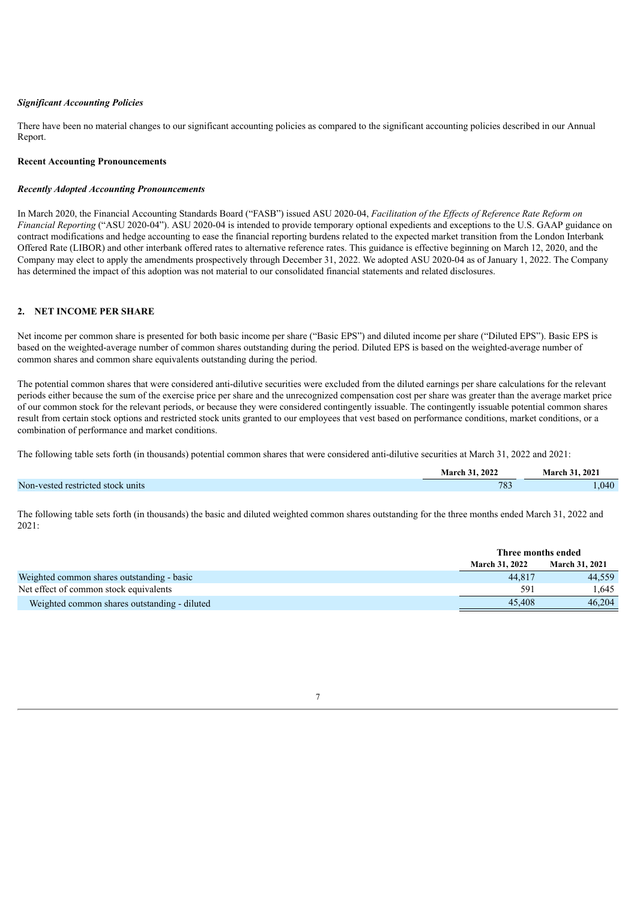***Significant Accounting Policies***

There have been no material changes to our significant accounting policies as compared to the significant accounting policies described in our Annual Report.

**Recent Accounting Pronouncements**

***Recently Adopted Accounting Pronouncements***

In March 2020, the Financial Accounting Standards Board ("FASB") issued ASU 2020-04, *Facilitation of the Effects of Reference Rate Reform on Financial Reporting* ("ASU 2020-04"). ASU 2020-04 is intended to provide temporary optional expedients and exceptions to the U.S. GAAP guidance on contract modifications and hedge accounting to ease the financial reporting burdens related to the expected market transition from the London Interbank Offered Rate (LIBOR) and other interbank offered rates to alternative reference rates. This guidance is effective beginning on March 12, 2020, and the Company may elect to apply the amendments prospectively through December 31, 2022. We adopted ASU 2020-04 as of January 1, 2022. The Company has determined the impact of this adoption was not material to our consolidated financial statements and related disclosures.

## 2. NET INCOME PER SHARE

Net income per common share is presented for both basic income per share ("Basic EPS") and diluted income per share ("Diluted EPS"). Basic EPS is based on the weighted-average number of common shares outstanding during the period. Diluted EPS is based on the weighted-average number of common shares and common share equivalents outstanding during the period.

The potential common shares that were considered anti-dilutive securities were excluded from the diluted earnings per share calculations for the relevant periods either because the sum of the exercise price per share and the unrecognized compensation cost per share was greater than the average market price of our common stock for the relevant periods, or because they were considered contingently issuable. The contingently issuable potential common shares result from certain stock options and restricted stock units granted to our employees that vest based on performance conditions, market conditions, or a combination of performance and market conditions.

The following table sets forth (in thousands) potential common shares that were considered anti-dilutive securities at March 31, 2022 and 2021:

| | March 31, 2022 | March 31, 2021 |
|---|---|---|
| Non-vested restricted stock units | 783 | 1,040 |

The following table sets forth (in thousands) the basic and diluted weighted common shares outstanding for the three months ended March 31, 2022 and 2021:

| | Three months ended | |
|---|---|---|
| | March 31, 2022 | March 31, 2021 |
| Weighted common shares outstanding - basic | 44,817 | 44,559 |
| Net effect of common stock equivalents | 591 | 1,645 |
| Weighted common shares outstanding - diluted | 45,408 | 46,204 |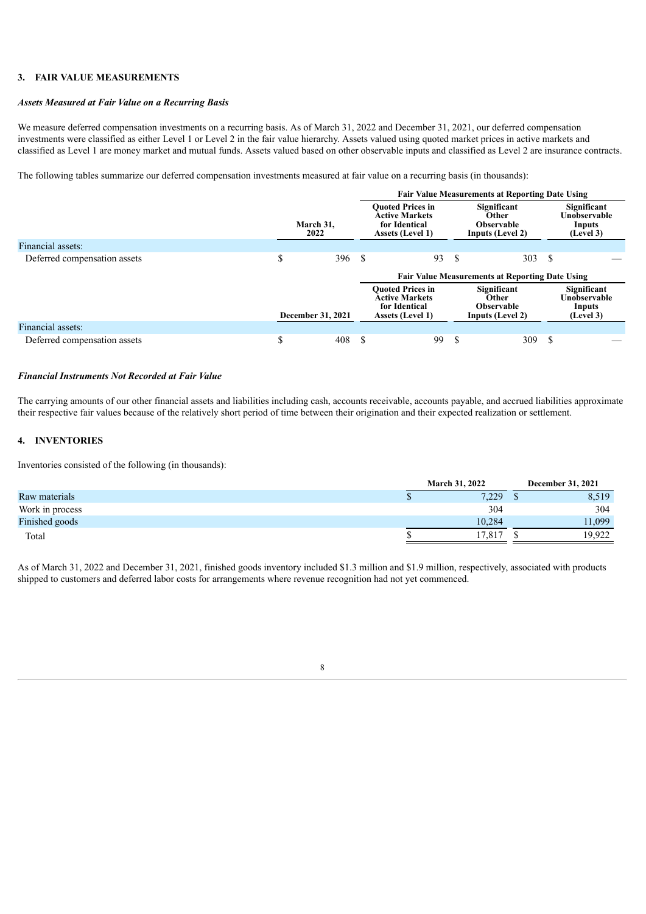## 3. FAIR VALUE MEASUREMENTS

### *Assets Measured at Fair Value on a Recurring Basis*

We measure deferred compensation investments on a recurring basis. As of March 31, 2022 and December 31, 2021, our deferred compensation investments were classified as either Level 1 or Level 2 in the fair value hierarchy. Assets valued using quoted market prices in active markets and classified as Level 1 are money market and mutual funds. Assets valued based on other observable inputs and classified as Level 2 are insurance contracts.

The following tables summarize our deferred compensation investments measured at fair value on a recurring basis (in thousands):

| | | Fair Value Measurements at Reporting Date Using | | |
|---|---|---|---|---|
| | **March 31, 2022** | **Quoted Prices in Active Markets for Identical Assets (Level 1)** | **Significant Other Observable Inputs (Level 2)** | **Significant Unobservable Inputs (Level 3)** |
| Financial assets: | | | | |
| Deferred compensation assets | $ 396 | $ 93 | $ 303 | $ — |

| | | Fair Value Measurements at Reporting Date Using | | |
|---|---|---|---|---|
| | **December 31, 2021** | **Quoted Prices in Active Markets for Identical Assets (Level 1)** | **Significant Other Observable Inputs (Level 2)** | **Significant Unobservable Inputs (Level 3)** |
| Financial assets: | | | | |
| Deferred compensation assets | $ 408 | $ 99 | $ 309 | $ — |

### *Financial Instruments Not Recorded at Fair Value*

The carrying amounts of our other financial assets and liabilities including cash, accounts receivable, accounts payable, and accrued liabilities approximate their respective fair values because of the relatively short period of time between their origination and their expected realization or settlement.

## 4. INVENTORIES

Inventories consisted of the following (in thousands):

| | March 31, 2022 | December 31, 2021 |
|---|---|---|
| Raw materials | $ 7,229 | $ 8,519 |
| Work in process | 304 | 304 |
| Finished goods | 10,284 | 11,099 |
| Total | $ 17,817 | $ 19,922 |

As of March 31, 2022 and December 31, 2021, finished goods inventory included $1.3 million and $1.9 million, respectively, associated with products shipped to customers and deferred labor costs for arrangements where revenue recognition had not yet commenced.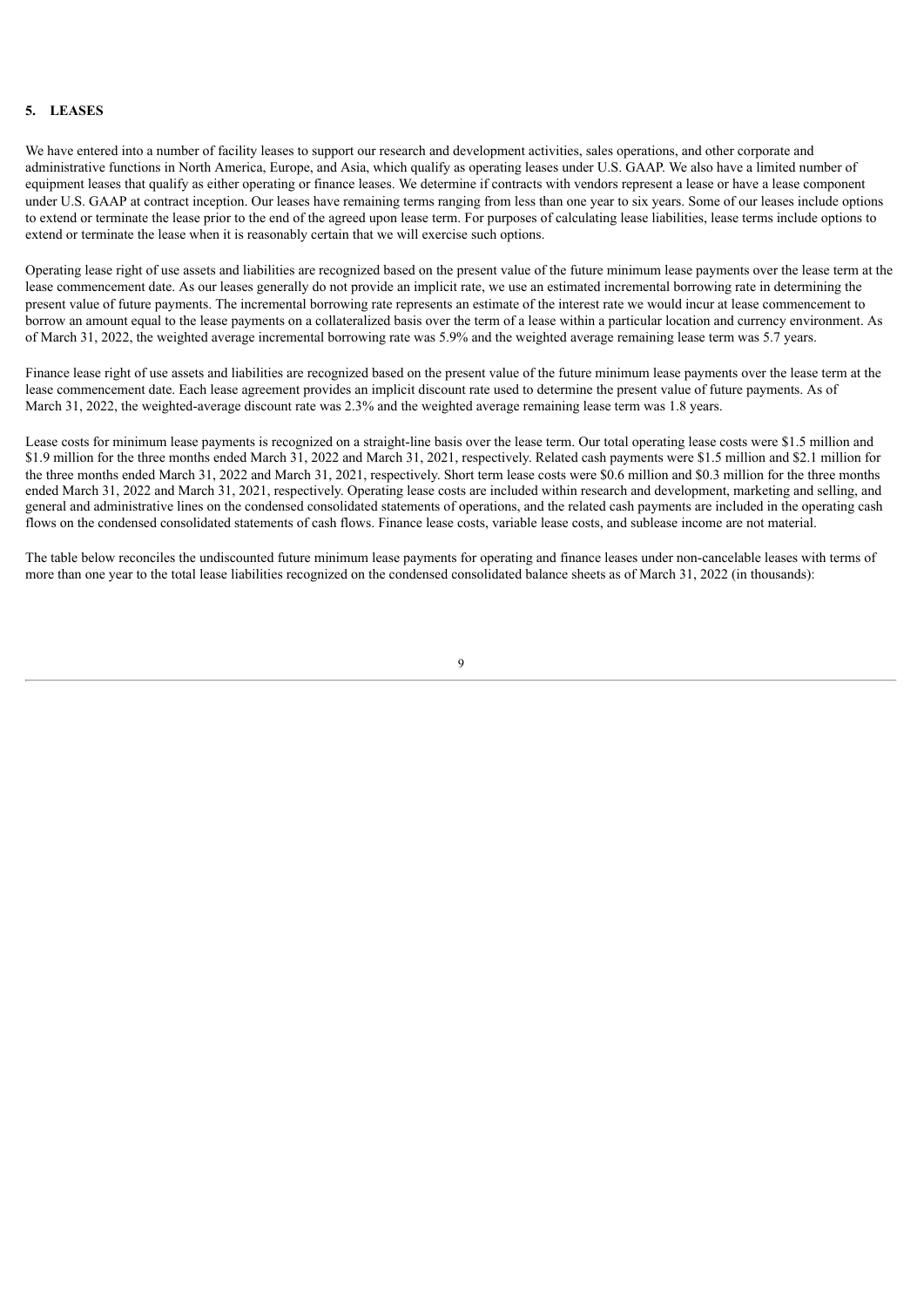## 5. LEASES

We have entered into a number of facility leases to support our research and development activities, sales operations, and other corporate and administrative functions in North America, Europe, and Asia, which qualify as operating leases under U.S. GAAP. We also have a limited number of equipment leases that qualify as either operating or finance leases. We determine if contracts with vendors represent a lease or have a lease component under U.S. GAAP at contract inception. Our leases have remaining terms ranging from less than one year to six years. Some of our leases include options to extend or terminate the lease prior to the end of the agreed upon lease term. For purposes of calculating lease liabilities, lease terms include options to extend or terminate the lease when it is reasonably certain that we will exercise such options.

Operating lease right of use assets and liabilities are recognized based on the present value of the future minimum lease payments over the lease term at the lease commencement date. As our leases generally do not provide an implicit rate, we use an estimated incremental borrowing rate in determining the present value of future payments. The incremental borrowing rate represents an estimate of the interest rate we would incur at lease commencement to borrow an amount equal to the lease payments on a collateralized basis over the term of a lease within a particular location and currency environment. As of March 31, 2022, the weighted average incremental borrowing rate was 5.9% and the weighted average remaining lease term was 5.7 years.

Finance lease right of use assets and liabilities are recognized based on the present value of the future minimum lease payments over the lease term at the lease commencement date. Each lease agreement provides an implicit discount rate used to determine the present value of future payments. As of March 31, 2022, the weighted-average discount rate was 2.3% and the weighted average remaining lease term was 1.8 years.

Lease costs for minimum lease payments is recognized on a straight-line basis over the lease term. Our total operating lease costs were $1.5 million and $1.9 million for the three months ended March 31, 2022 and March 31, 2021, respectively. Related cash payments were $1.5 million and $2.1 million for the three months ended March 31, 2022 and March 31, 2021, respectively. Short term lease costs were $0.6 million and $0.3 million for the three months ended March 31, 2022 and March 31, 2021, respectively. Operating lease costs are included within research and development, marketing and selling, and general and administrative lines on the condensed consolidated statements of operations, and the related cash payments are included in the operating cash flows on the condensed consolidated statements of cash flows. Finance lease costs, variable lease costs, and sublease income are not material.

The table below reconciles the undiscounted future minimum lease payments for operating and finance leases under non-cancelable leases with terms of more than one year to the total lease liabilities recognized on the condensed consolidated balance sheets as of March 31, 2022 (in thousands):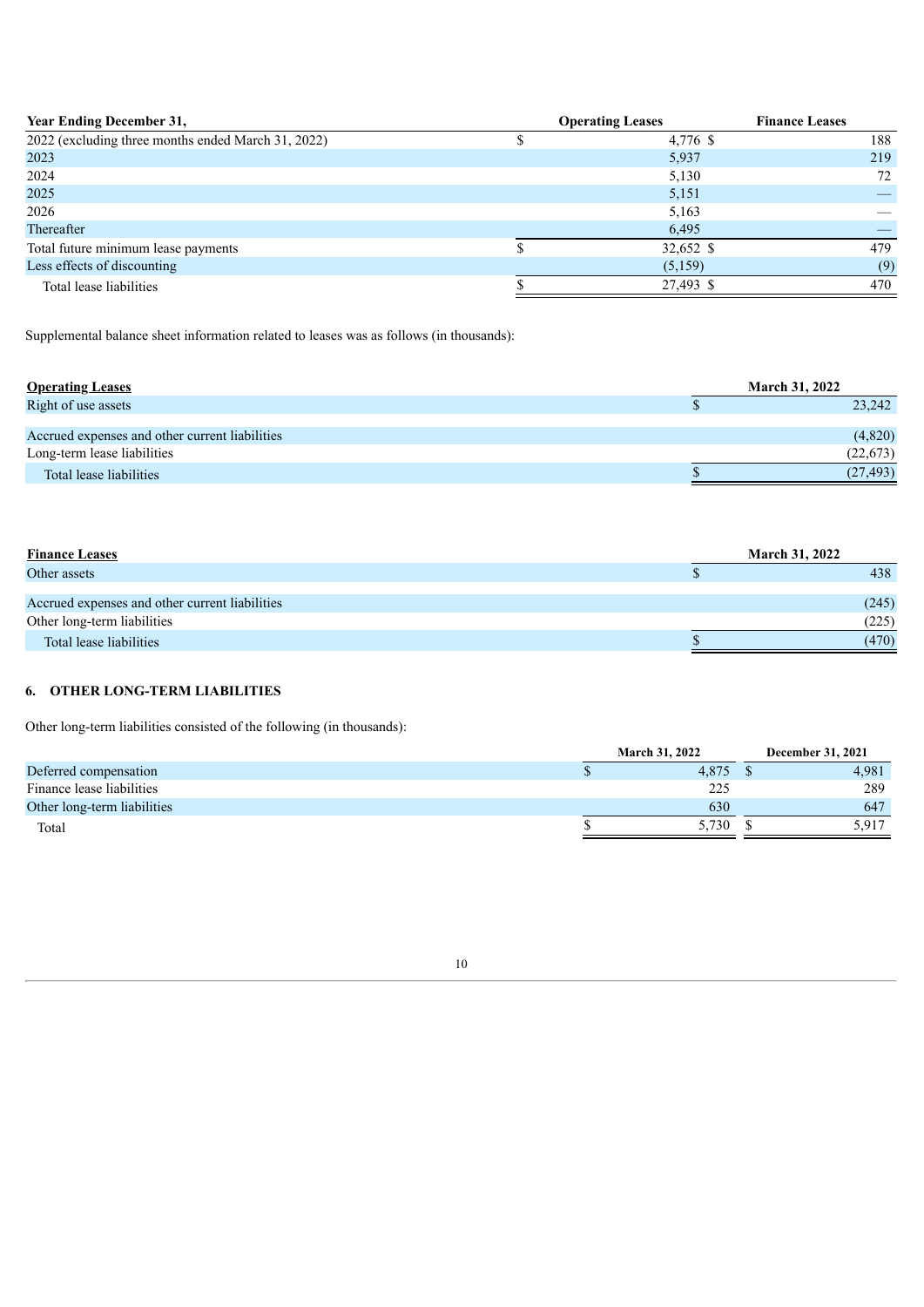| Year Ending December 31, | Operating Leases | Finance Leases |
|---|---|---|
| 2022 (excluding three months ended March 31, 2022) | $ 4,776 | $ 188 |
| 2023 | 5,937 | 219 |
| 2024 | 5,130 | 72 |
| 2025 | 5,151 | — |
| 2026 | 5,163 | — |
| Thereafter | 6,495 | — |
| Total future minimum lease payments | $ 32,652 | $ 479 |
| Less effects of discounting | (5,159) | (9) |
| Total lease liabilities | $ 27,493 | $ 470 |

Supplemental balance sheet information related to leases was as follows (in thousands):

| **Operating Leases** | March 31, 2022 |
|---|---|
| Right of use assets | $ 23,242 |
| | |
| Accrued expenses and other current liabilities | (4,820) |
| Long-term lease liabilities | (22,673) |
| Total lease liabilities | $ (27,493) |

| **Finance Leases** | March 31, 2022 |
|---|---|
| Other assets | $ 438 |
| | |
| Accrued expenses and other current liabilities | (245) |
| Other long-term liabilities | (225) |
| Total lease liabilities | $ (470) |

## 6. OTHER LONG-TERM LIABILITIES

Other long-term liabilities consisted of the following (in thousands):

| | March 31, 2022 | December 31, 2021 |
|---|---|---|
| Deferred compensation | $ 4,875 | $ 4,981 |
| Finance lease liabilities | 225 | 289 |
| Other long-term liabilities | 630 | 647 |
| Total | $ 5,730 | $ 5,917 |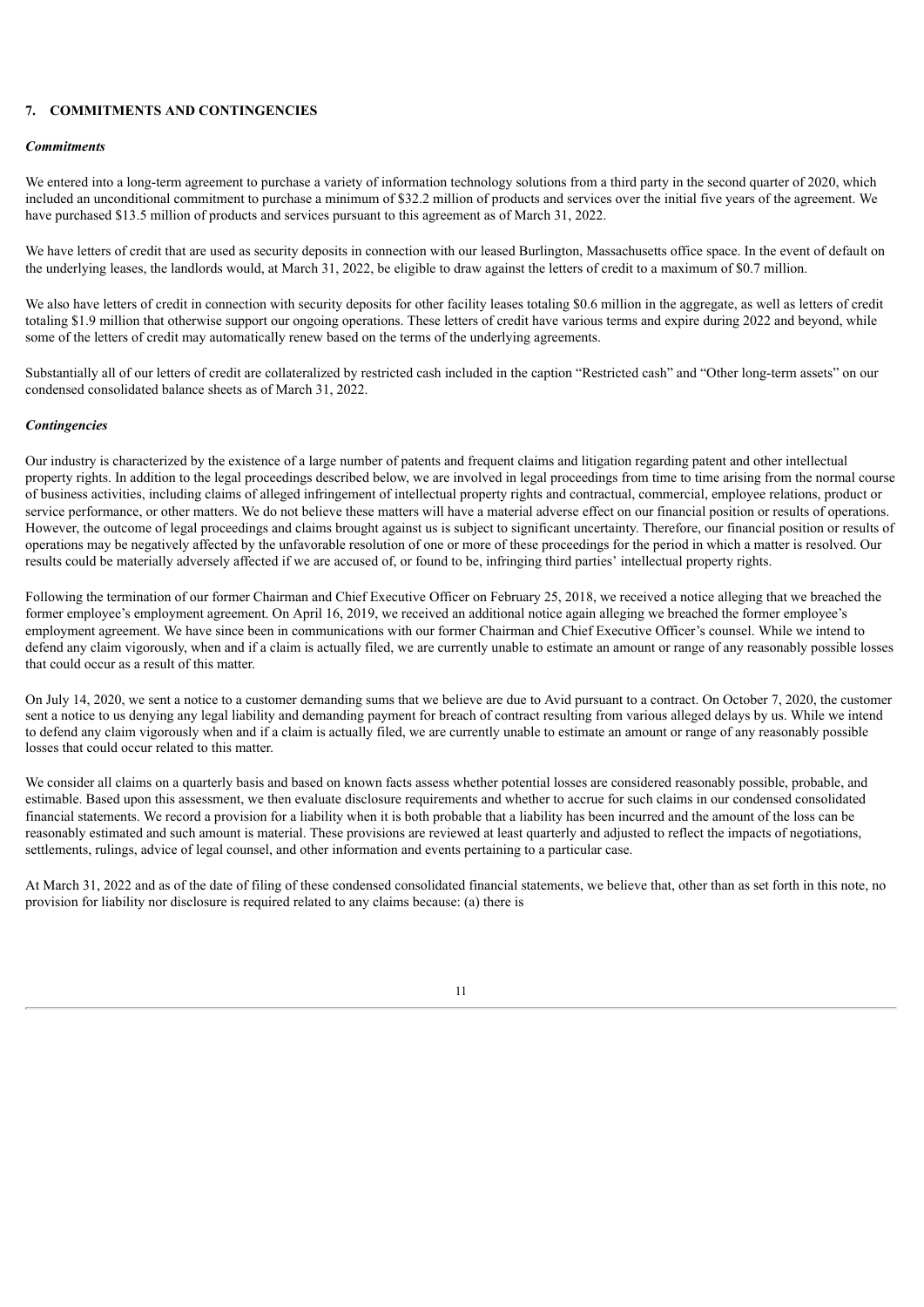## 7. COMMITMENTS AND CONTINGENCIES

### *Commitments*

We entered into a long-term agreement to purchase a variety of information technology solutions from a third party in the second quarter of 2020, which included an unconditional commitment to purchase a minimum of $32.2 million of products and services over the initial five years of the agreement. We have purchased $13.5 million of products and services pursuant to this agreement as of March 31, 2022.

We have letters of credit that are used as security deposits in connection with our leased Burlington, Massachusetts office space. In the event of default on the underlying leases, the landlords would, at March 31, 2022, be eligible to draw against the letters of credit to a maximum of $0.7 million.

We also have letters of credit in connection with security deposits for other facility leases totaling $0.6 million in the aggregate, as well as letters of credit totaling $1.9 million that otherwise support our ongoing operations. These letters of credit have various terms and expire during 2022 and beyond, while some of the letters of credit may automatically renew based on the terms of the underlying agreements.

Substantially all of our letters of credit are collateralized by restricted cash included in the caption "Restricted cash" and "Other long-term assets" on our condensed consolidated balance sheets as of March 31, 2022.

### *Contingencies*

Our industry is characterized by the existence of a large number of patents and frequent claims and litigation regarding patent and other intellectual property rights. In addition to the legal proceedings described below, we are involved in legal proceedings from time to time arising from the normal course of business activities, including claims of alleged infringement of intellectual property rights and contractual, commercial, employee relations, product or service performance, or other matters. We do not believe these matters will have a material adverse effect on our financial position or results of operations. However, the outcome of legal proceedings and claims brought against us is subject to significant uncertainty. Therefore, our financial position or results of operations may be negatively affected by the unfavorable resolution of one or more of these proceedings for the period in which a matter is resolved. Our results could be materially adversely affected if we are accused of, or found to be, infringing third parties' intellectual property rights.

Following the termination of our former Chairman and Chief Executive Officer on February 25, 2018, we received a notice alleging that we breached the former employee's employment agreement. On April 16, 2019, we received an additional notice again alleging we breached the former employee's employment agreement. We have since been in communications with our former Chairman and Chief Executive Officer's counsel. While we intend to defend any claim vigorously, when and if a claim is actually filed, we are currently unable to estimate an amount or range of any reasonably possible losses that could occur as a result of this matter.

On July 14, 2020, we sent a notice to a customer demanding sums that we believe are due to Avid pursuant to a contract. On October 7, 2020, the customer sent a notice to us denying any legal liability and demanding payment for breach of contract resulting from various alleged delays by us. While we intend to defend any claim vigorously when and if a claim is actually filed, we are currently unable to estimate an amount or range of any reasonably possible losses that could occur related to this matter.

We consider all claims on a quarterly basis and based on known facts assess whether potential losses are considered reasonably possible, probable, and estimable. Based upon this assessment, we then evaluate disclosure requirements and whether to accrue for such claims in our condensed consolidated financial statements. We record a provision for a liability when it is both probable that a liability has been incurred and the amount of the loss can be reasonably estimated and such amount is material. These provisions are reviewed at least quarterly and adjusted to reflect the impacts of negotiations, settlements, rulings, advice of legal counsel, and other information and events pertaining to a particular case.

At March 31, 2022 and as of the date of filing of these condensed consolidated financial statements, we believe that, other than as set forth in this note, no provision for liability nor disclosure is required related to any claims because: (a) there is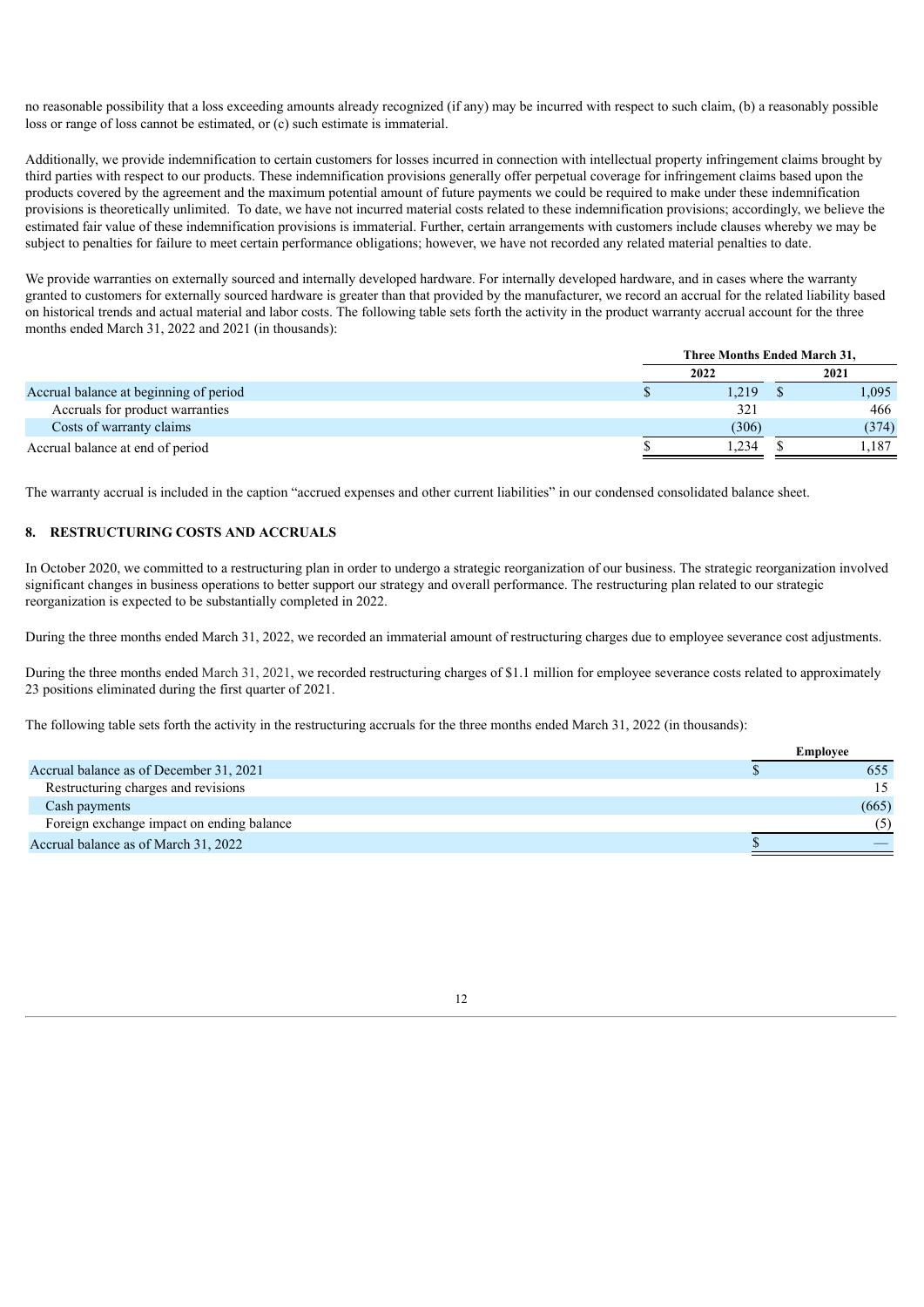no reasonable possibility that a loss exceeding amounts already recognized (if any) may be incurred with respect to such claim, (b) a reasonably possible loss or range of loss cannot be estimated, or (c) such estimate is immaterial.

Additionally, we provide indemnification to certain customers for losses incurred in connection with intellectual property infringement claims brought by third parties with respect to our products. These indemnification provisions generally offer perpetual coverage for infringement claims based upon the products covered by the agreement and the maximum potential amount of future payments we could be required to make under these indemnification provisions is theoretically unlimited. To date, we have not incurred material costs related to these indemnification provisions; accordingly, we believe the estimated fair value of these indemnification provisions is immaterial. Further, certain arrangements with customers include clauses whereby we may be subject to penalties for failure to meet certain performance obligations; however, we have not recorded any related material penalties to date.

We provide warranties on externally sourced and internally developed hardware. For internally developed hardware, and in cases where the warranty granted to customers for externally sourced hardware is greater than that provided by the manufacturer, we record an accrual for the related liability based on historical trends and actual material and labor costs. The following table sets forth the activity in the product warranty accrual account for the three months ended March 31, 2022 and 2021 (in thousands):

| | Three Months Ended March 31, | |
|---|---|---|
| | 2022 | 2021 |
| Accrual balance at beginning of period | $ 1,219 | $ 1,095 |
| Accruals for product warranties | 321 | 466 |
| Costs of warranty claims | (306) | (374) |
| Accrual balance at end of period | $ 1,234 | $ 1,187 |

The warranty accrual is included in the caption "accrued expenses and other current liabilities" in our condensed consolidated balance sheet.

## 8. RESTRUCTURING COSTS AND ACCRUALS

In October 2020, we committed to a restructuring plan in order to undergo a strategic reorganization of our business. The strategic reorganization involved significant changes in business operations to better support our strategy and overall performance. The restructuring plan related to our strategic reorganization is expected to be substantially completed in 2022.

During the three months ended March 31, 2022, we recorded an immaterial amount of restructuring charges due to employee severance cost adjustments.

During the three months ended March 31, 2021, we recorded restructuring charges of $1.1 million for employee severance costs related to approximately 23 positions eliminated during the first quarter of 2021.

The following table sets forth the activity in the restructuring accruals for the three months ended March 31, 2022 (in thousands):

| | Employee |
|---|---|
| Accrual balance as of December 31, 2021 | $ 655 |
| Restructuring charges and revisions | 15 |
| Cash payments | (665) |
| Foreign exchange impact on ending balance | (5) |
| Accrual balance as of March 31, 2022 | $ — |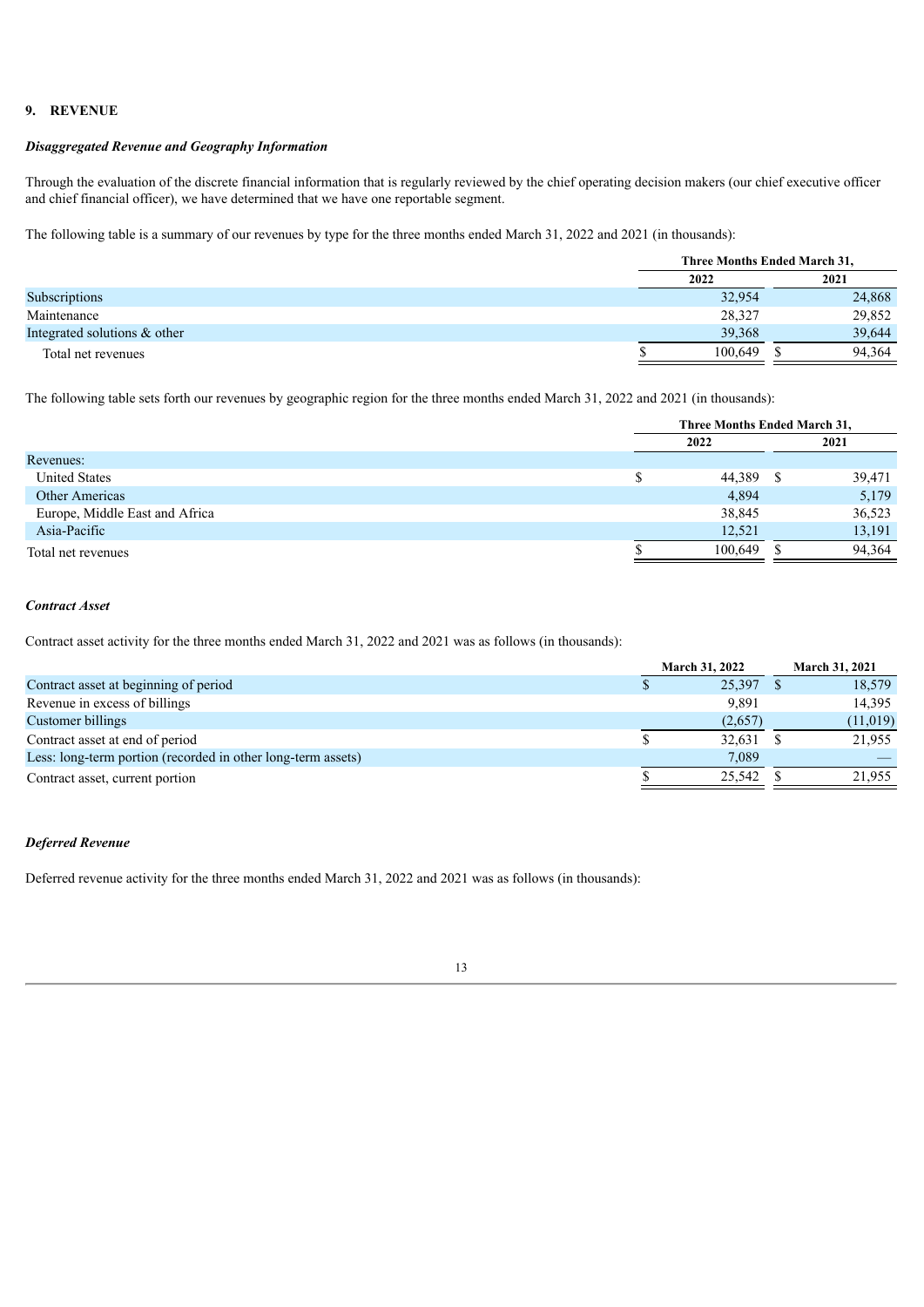## 9. REVENUE

### *Disaggregated Revenue and Geography Information*

Through the evaluation of the discrete financial information that is regularly reviewed by the chief operating decision makers (our chief executive officer and chief financial officer), we have determined that we have one reportable segment.

The following table is a summary of our revenues by type for the three months ended March 31, 2022 and 2021 (in thousands):

| | Three Months Ended March 31, | |
|---|---|---|
| | 2022 | 2021 |
| Subscriptions | 32,954 | 24,868 |
| Maintenance | 28,327 | 29,852 |
| Integrated solutions & other | 39,368 | 39,644 |
| Total net revenues | $ 100,649 | $ 94,364 |

The following table sets forth our revenues by geographic region for the three months ended March 31, 2022 and 2021 (in thousands):

| | Three Months Ended March 31, | |
|---|---|---|
| | 2022 | 2021 |
| Revenues: | | |
| United States | $ 44,389 | $ 39,471 |
| Other Americas | 4,894 | 5,179 |
| Europe, Middle East and Africa | 38,845 | 36,523 |
| Asia-Pacific | 12,521 | 13,191 |
| Total net revenues | $ 100,649 | $ 94,364 |

### *Contract Asset*

Contract asset activity for the three months ended March 31, 2022 and 2021 was as follows (in thousands):

| | March 31, 2022 | March 31, 2021 |
|---|---|---|
| Contract asset at beginning of period | $ 25,397 | $ 18,579 |
| Revenue in excess of billings | 9,891 | 14,395 |
| Customer billings | (2,657) | (11,019) |
| Contract asset at end of period | $ 32,631 | $ 21,955 |
| Less: long-term portion (recorded in other long-term assets) | 7,089 | — |
| Contract asset, current portion | $ 25,542 | $ 21,955 |

### *Deferred Revenue*

Deferred revenue activity for the three months ended March 31, 2022 and 2021 was as follows (in thousands):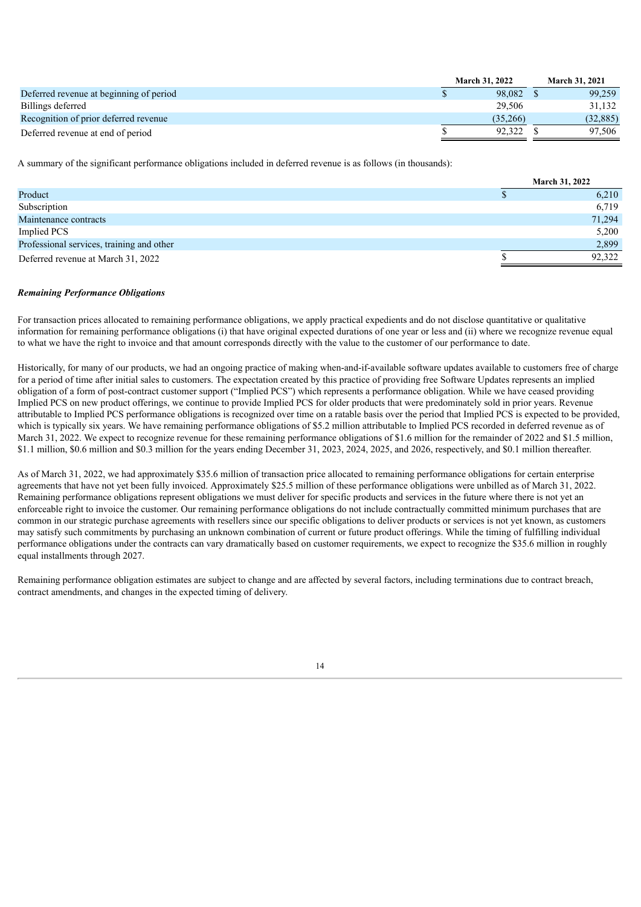| | March 31, 2022 | March 31, 2021 |
|---|---|---|
| Deferred revenue at beginning of period | $ 98,082 | $ 99,259 |
| Billings deferred | 29,506 | 31,132 |
| Recognition of prior deferred revenue | (35,266) | (32,885) |
| Deferred revenue at end of period | $ 92,322 | $ 97,506 |

A summary of the significant performance obligations included in deferred revenue is as follows (in thousands):

| | March 31, 2022 |
|---|---|
| Product | $ 6,210 |
| Subscription | 6,719 |
| Maintenance contracts | 71,294 |
| Implied PCS | 5,200 |
| Professional services, training and other | 2,899 |
| Deferred revenue at March 31, 2022 | $ 92,322 |

***Remaining Performance Obligations***

For transaction prices allocated to remaining performance obligations, we apply practical expedients and do not disclose quantitative or qualitative information for remaining performance obligations (i) that have original expected durations of one year or less and (ii) where we recognize revenue equal to what we have the right to invoice and that amount corresponds directly with the value to the customer of our performance to date.

Historically, for many of our products, we had an ongoing practice of making when-and-if-available software updates available to customers free of charge for a period of time after initial sales to customers. The expectation created by this practice of providing free Software Updates represents an implied obligation of a form of post-contract customer support ("Implied PCS") which represents a performance obligation. While we have ceased providing Implied PCS on new product offerings, we continue to provide Implied PCS for older products that were predominately sold in prior years. Revenue attributable to Implied PCS performance obligations is recognized over time on a ratable basis over the period that Implied PCS is expected to be provided, which is typically six years. We have remaining performance obligations of $5.2 million attributable to Implied PCS recorded in deferred revenue as of March 31, 2022. We expect to recognize revenue for these remaining performance obligations of $1.6 million for the remainder of 2022 and $1.5 million, $1.1 million, $0.6 million and $0.3 million for the years ending December 31, 2023, 2024, 2025, and 2026, respectively, and $0.1 million thereafter.

As of March 31, 2022, we had approximately $35.6 million of transaction price allocated to remaining performance obligations for certain enterprise agreements that have not yet been fully invoiced. Approximately $25.5 million of these performance obligations were unbilled as of March 31, 2022. Remaining performance obligations represent obligations we must deliver for specific products and services in the future where there is not yet an enforceable right to invoice the customer. Our remaining performance obligations do not include contractually committed minimum purchases that are common in our strategic purchase agreements with resellers since our specific obligations to deliver products or services is not yet known, as customers may satisfy such commitments by purchasing an unknown combination of current or future product offerings. While the timing of fulfilling individual performance obligations under the contracts can vary dramatically based on customer requirements, we expect to recognize the $35.6 million in roughly equal installments through 2027.

Remaining performance obligation estimates are subject to change and are affected by several factors, including terminations due to contract breach, contract amendments, and changes in the expected timing of delivery.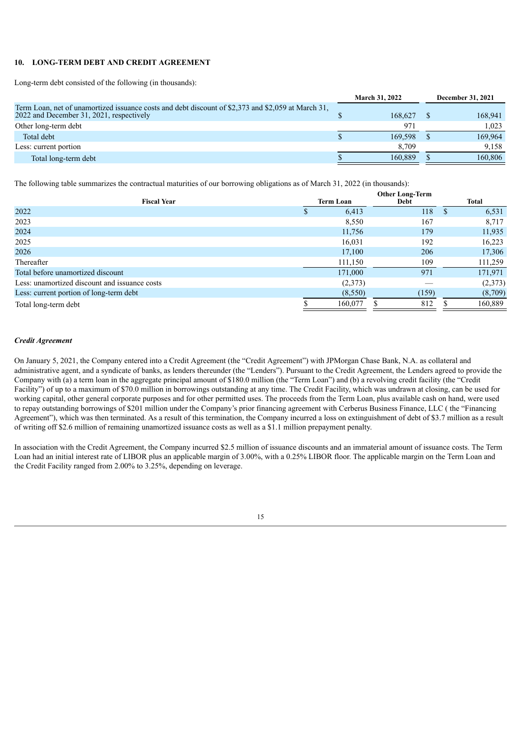## 10. LONG-TERM DEBT AND CREDIT AGREEMENT

Long-term debt consisted of the following (in thousands):

| | March 31, 2022 | December 31, 2021 |
|---|---|---|
| Term Loan, net of unamortized issuance costs and debt discount of $2,373 and $2,059 at March 31, 2022 and December 31, 2021, respectively | $ 168,627 | $ 168,941 |
| Other long-term debt | 971 | 1,023 |
| Total debt | $ 169,598 | $ 169,964 |
| Less: current portion | 8,709 | 9,158 |
| Total long-term debt | $ 160,889 | $ 160,806 |

The following table summarizes the contractual maturities of our borrowing obligations as of March 31, 2022 (in thousands):

| Fiscal Year | Term Loan | Other Long-Term Debt | Total |
|---|---|---|---|
| 2022 | $ 6,413 | 118 | $ 6,531 |
| 2023 | 8,550 | 167 | 8,717 |
| 2024 | 11,756 | 179 | 11,935 |
| 2025 | 16,031 | 192 | 16,223 |
| 2026 | 17,100 | 206 | 17,306 |
| Thereafter | 111,150 | 109 | 111,259 |
| Total before unamortized discount | 171,000 | 971 | 171,971 |
| Less: unamortized discount and issuance costs | (2,373) | — | (2,373) |
| Less: current portion of long-term debt | (8,550) | (159) | (8,709) |
| Total long-term debt | $ 160,077 | $ 812 | $ 160,889 |

***Credit Agreement***

On January 5, 2021, the Company entered into a Credit Agreement (the "Credit Agreement") with JPMorgan Chase Bank, N.A. as collateral and administrative agent, and a syndicate of banks, as lenders thereunder (the "Lenders"). Pursuant to the Credit Agreement, the Lenders agreed to provide the Company with (a) a term loan in the aggregate principal amount of $180.0 million (the "Term Loan") and (b) a revolving credit facility (the "Credit Facility") of up to a maximum of $70.0 million in borrowings outstanding at any time. The Credit Facility, which was undrawn at closing, can be used for working capital, other general corporate purposes and for other permitted uses. The proceeds from the Term Loan, plus available cash on hand, were used to repay outstanding borrowings of $201 million under the Company's prior financing agreement with Cerberus Business Finance, LLC ( the "Financing Agreement"), which was then terminated. As a result of this termination, the Company incurred a loss on extinguishment of debt of $3.7 million as a result of writing off $2.6 million of remaining unamortized issuance costs as well as a $1.1 million prepayment penalty.

In association with the Credit Agreement, the Company incurred $2.5 million of issuance discounts and an immaterial amount of issuance costs. The Term Loan had an initial interest rate of LIBOR plus an applicable margin of 3.00%, with a 0.25% LIBOR floor. The applicable margin on the Term Loan and the Credit Facility ranged from 2.00% to 3.25%, depending on leverage.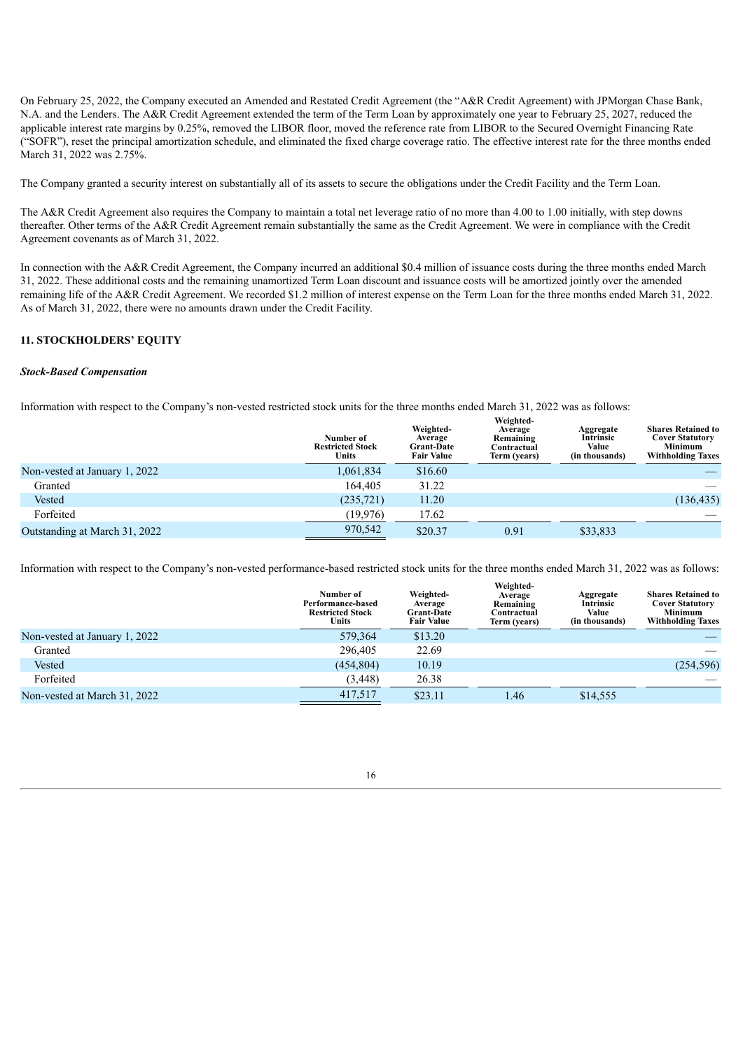On February 25, 2022, the Company executed an Amended and Restated Credit Agreement (the "A&R Credit Agreement) with JPMorgan Chase Bank, N.A. and the Lenders. The A&R Credit Agreement extended the term of the Term Loan by approximately one year to February 25, 2027, reduced the applicable interest rate margins by 0.25%, removed the LIBOR floor, moved the reference rate from LIBOR to the Secured Overnight Financing Rate ("SOFR"), reset the principal amortization schedule, and eliminated the fixed charge coverage ratio. The effective interest rate for the three months ended March 31, 2022 was 2.75%.

The Company granted a security interest on substantially all of its assets to secure the obligations under the Credit Facility and the Term Loan.

The A&R Credit Agreement also requires the Company to maintain a total net leverage ratio of no more than 4.00 to 1.00 initially, with step downs thereafter. Other terms of the A&R Credit Agreement remain substantially the same as the Credit Agreement. We were in compliance with the Credit Agreement covenants as of March 31, 2022.

In connection with the A&R Credit Agreement, the Company incurred an additional $0.4 million of issuance costs during the three months ended March 31, 2022. These additional costs and the remaining unamortized Term Loan discount and issuance costs will be amortized jointly over the amended remaining life of the A&R Credit Agreement. We recorded $1.2 million of interest expense on the Term Loan for the three months ended March 31, 2022. As of March 31, 2022, there were no amounts drawn under the Credit Facility.

## 11. STOCKHOLDERS' EQUITY

### *Stock-Based Compensation*

Information with respect to the Company's non-vested restricted stock units for the three months ended March 31, 2022 was as follows:

| | Number of Restricted Stock Units | Weighted-Average Grant-Date Fair Value | Weighted-Average Remaining Contractual Term (years) | Aggregate Intrinsic Value (in thousands) | Shares Retained to Cover Statutory Minimum Withholding Taxes |
|---|---|---|---|---|---|
| Non-vested at January 1, 2022 | 1,061,834 | $16.60 | | | — |
| Granted | 164,405 | 31.22 | | | — |
| Vested | (235,721) | 11.20 | | | (136,435) |
| Forfeited | (19,976) | 17.62 | | | — |
| Outstanding at March 31, 2022 | 970,542 | $20.37 | 0.91 | $33,833 | |

Information with respect to the Company's non-vested performance-based restricted stock units for the three months ended March 31, 2022 was as follows:

| | Number of Performance-based Restricted Stock Units | Weighted-Average Grant-Date Fair Value | Weighted-Average Remaining Contractual Term (years) | Aggregate Intrinsic Value (in thousands) | Shares Retained to Cover Statutory Minimum Withholding Taxes |
|---|---|---|---|---|---|
| Non-vested at January 1, 2022 | 579,364 | $13.20 | | | — |
| Granted | 296,405 | 22.69 | | | — |
| Vested | (454,804) | 10.19 | | | (254,596) |
| Forfeited | (3,448) | 26.38 | | | — |
| Non-vested at March 31, 2022 | 417,517 | $23.11 | 1.46 | $14,555 | |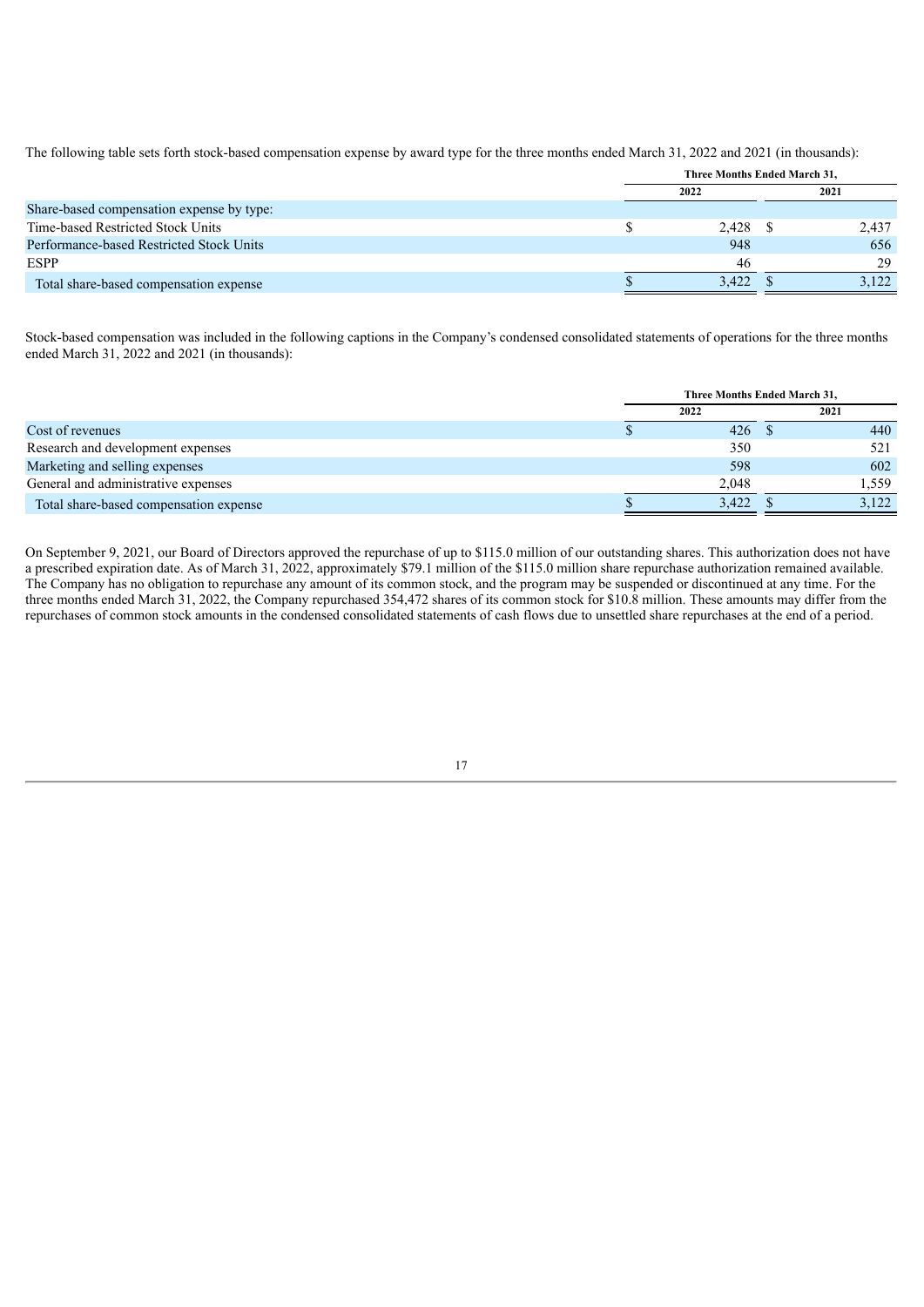The following table sets forth stock-based compensation expense by award type for the three months ended March 31, 2022 and 2021 (in thousands):

| | Three Months Ended March 31, | |
|---|---|---|
| | 2022 | 2021 |
| Share-based compensation expense by type: | | |
| Time-based Restricted Stock Units | $ 2,428 | $ 2,437 |
| Performance-based Restricted Stock Units | 948 | 656 |
| ESPP | 46 | 29 |
| Total share-based compensation expense | $ 3,422 | $ 3,122 |

Stock-based compensation was included in the following captions in the Company's condensed consolidated statements of operations for the three months ended March 31, 2022 and 2021 (in thousands):

| | Three Months Ended March 31, | |
|---|---|---|
| | 2022 | 2021 |
| Cost of revenues | $ 426 | $ 440 |
| Research and development expenses | 350 | 521 |
| Marketing and selling expenses | 598 | 602 |
| General and administrative expenses | 2,048 | 1,559 |
| Total share-based compensation expense | $ 3,422 | $ 3,122 |

On September 9, 2021, our Board of Directors approved the repurchase of up to $115.0 million of our outstanding shares. This authorization does not have a prescribed expiration date. As of March 31, 2022, approximately $79.1 million of the $115.0 million share repurchase authorization remained available. The Company has no obligation to repurchase any amount of its common stock, and the program may be suspended or discontinued at any time. For the three months ended March 31, 2022, the Company repurchased 354,472 shares of its common stock for $10.8 million. These amounts may differ from the repurchases of common stock amounts in the condensed consolidated statements of cash flows due to unsettled share repurchases at the end of a period.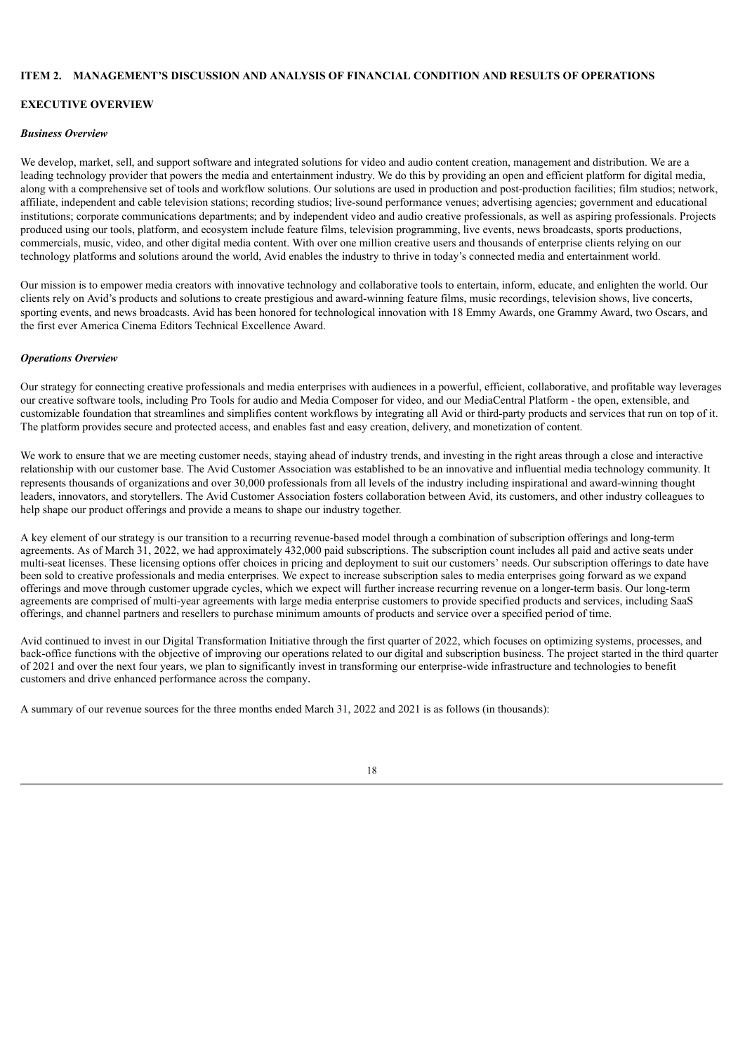## ITEM 2. MANAGEMENT'S DISCUSSION AND ANALYSIS OF FINANCIAL CONDITION AND RESULTS OF OPERATIONS

### EXECUTIVE OVERVIEW

#### *Business Overview*

We develop, market, sell, and support software and integrated solutions for video and audio content creation, management and distribution. We are a leading technology provider that powers the media and entertainment industry. We do this by providing an open and efficient platform for digital media, along with a comprehensive set of tools and workflow solutions. Our solutions are used in production and post-production facilities; film studios; network, affiliate, independent and cable television stations; recording studios; live-sound performance venues; advertising agencies; government and educational institutions; corporate communications departments; and by independent video and audio creative professionals, as well as aspiring professionals. Projects produced using our tools, platform, and ecosystem include feature films, television programming, live events, news broadcasts, sports productions, commercials, music, video, and other digital media content. With over one million creative users and thousands of enterprise clients relying on our technology platforms and solutions around the world, Avid enables the industry to thrive in today's connected media and entertainment world.

Our mission is to empower media creators with innovative technology and collaborative tools to entertain, inform, educate, and enlighten the world. Our clients rely on Avid's products and solutions to create prestigious and award-winning feature films, music recordings, television shows, live concerts, sporting events, and news broadcasts. Avid has been honored for technological innovation with 18 Emmy Awards, one Grammy Award, two Oscars, and the first ever America Cinema Editors Technical Excellence Award.

#### *Operations Overview*

Our strategy for connecting creative professionals and media enterprises with audiences in a powerful, efficient, collaborative, and profitable way leverages our creative software tools, including Pro Tools for audio and Media Composer for video, and our MediaCentral Platform - the open, extensible, and customizable foundation that streamlines and simplifies content workflows by integrating all Avid or third-party products and services that run on top of it. The platform provides secure and protected access, and enables fast and easy creation, delivery, and monetization of content.

We work to ensure that we are meeting customer needs, staying ahead of industry trends, and investing in the right areas through a close and interactive relationship with our customer base. The Avid Customer Association was established to be an innovative and influential media technology community. It represents thousands of organizations and over 30,000 professionals from all levels of the industry including inspirational and award-winning thought leaders, innovators, and storytellers. The Avid Customer Association fosters collaboration between Avid, its customers, and other industry colleagues to help shape our product offerings and provide a means to shape our industry together.

A key element of our strategy is our transition to a recurring revenue-based model through a combination of subscription offerings and long-term agreements. As of March 31, 2022, we had approximately 432,000 paid subscriptions. The subscription count includes all paid and active seats under multi-seat licenses. These licensing options offer choices in pricing and deployment to suit our customers' needs. Our subscription offerings to date have been sold to creative professionals and media enterprises. We expect to increase subscription sales to media enterprises going forward as we expand offerings and move through customer upgrade cycles, which we expect will further increase recurring revenue on a longer-term basis. Our long-term agreements are comprised of multi-year agreements with large media enterprise customers to provide specified products and services, including SaaS offerings, and channel partners and resellers to purchase minimum amounts of products and service over a specified period of time.

Avid continued to invest in our Digital Transformation Initiative through the first quarter of 2022, which focuses on optimizing systems, processes, and back-office functions with the objective of improving our operations related to our digital and subscription business. The project started in the third quarter of 2021 and over the next four years, we plan to significantly invest in transforming our enterprise-wide infrastructure and technologies to benefit customers and drive enhanced performance across the company.

A summary of our revenue sources for the three months ended March 31, 2022 and 2021 is as follows (in thousands):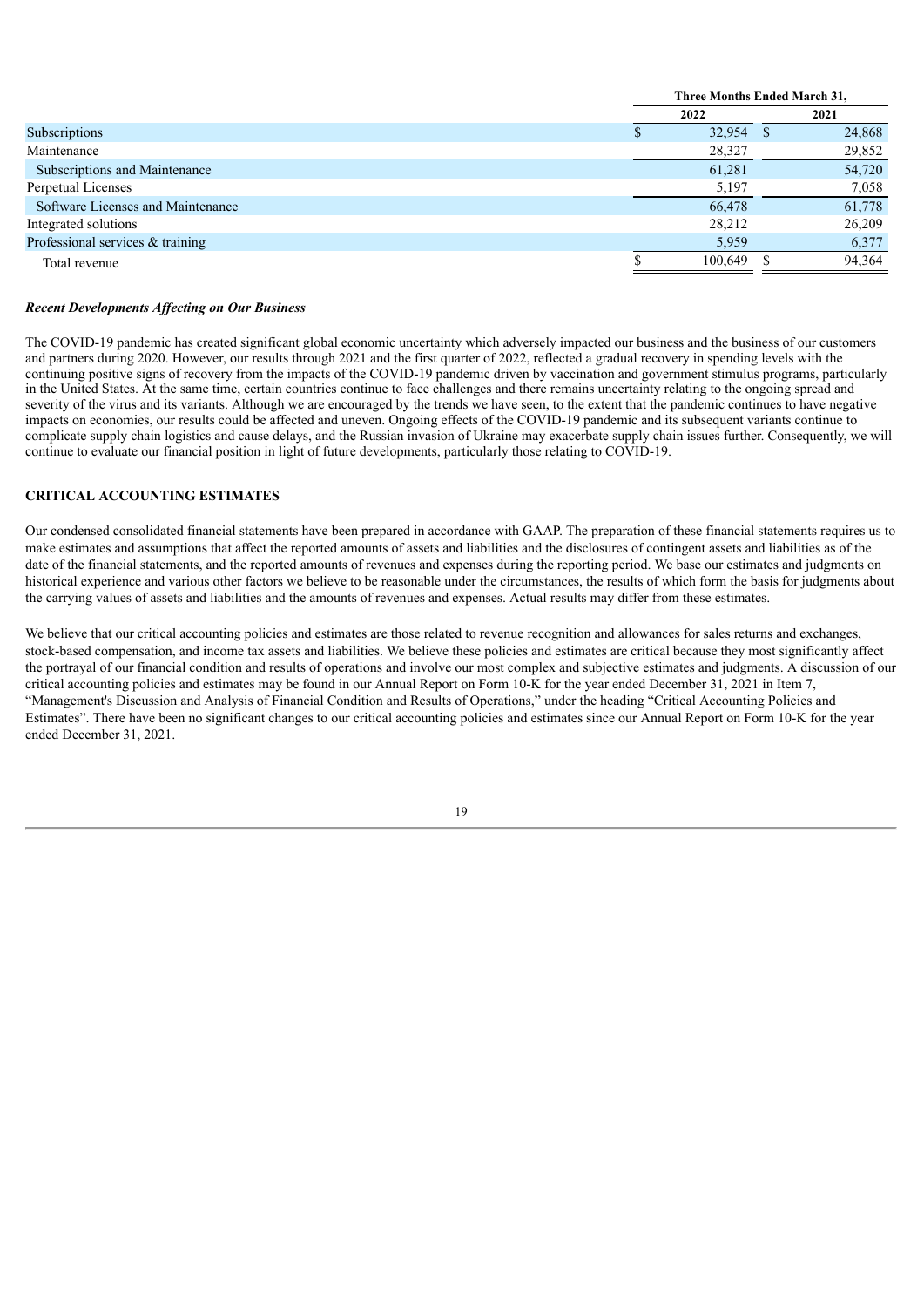| | Three Months Ended March 31, | |
|---|---|---|
| | 2022 | 2021 |
| Subscriptions | $ 32,954 | $ 24,868 |
| Maintenance | 28,327 | 29,852 |
| Subscriptions and Maintenance | 61,281 | 54,720 |
| Perpetual Licenses | 5,197 | 7,058 |
| Software Licenses and Maintenance | 66,478 | 61,778 |
| Integrated solutions | 28,212 | 26,209 |
| Professional services & training | 5,959 | 6,377 |
| Total revenue | $ 100,649 | $ 94,364 |

***Recent Developments Affecting on Our Business***

The COVID-19 pandemic has created significant global economic uncertainty which adversely impacted our business and the business of our customers and partners during 2020. However, our results through 2021 and the first quarter of 2022, reflected a gradual recovery in spending levels with the continuing positive signs of recovery from the impacts of the COVID-19 pandemic driven by vaccination and government stimulus programs, particularly in the United States. At the same time, certain countries continue to face challenges and there remains uncertainty relating to the ongoing spread and severity of the virus and its variants. Although we are encouraged by the trends we have seen, to the extent that the pandemic continues to have negative impacts on economies, our results could be affected and uneven. Ongoing effects of the COVID-19 pandemic and its subsequent variants continue to complicate supply chain logistics and cause delays, and the Russian invasion of Ukraine may exacerbate supply chain issues further. Consequently, we will continue to evaluate our financial position in light of future developments, particularly those relating to COVID-19.

## CRITICAL ACCOUNTING ESTIMATES

Our condensed consolidated financial statements have been prepared in accordance with GAAP. The preparation of these financial statements requires us to make estimates and assumptions that affect the reported amounts of assets and liabilities and the disclosures of contingent assets and liabilities as of the date of the financial statements, and the reported amounts of revenues and expenses during the reporting period. We base our estimates and judgments on historical experience and various other factors we believe to be reasonable under the circumstances, the results of which form the basis for judgments about the carrying values of assets and liabilities and the amounts of revenues and expenses. Actual results may differ from these estimates.

We believe that our critical accounting policies and estimates are those related to revenue recognition and allowances for sales returns and exchanges, stock-based compensation, and income tax assets and liabilities. We believe these policies and estimates are critical because they most significantly affect the portrayal of our financial condition and results of operations and involve our most complex and subjective estimates and judgments. A discussion of our critical accounting policies and estimates may be found in our Annual Report on Form 10-K for the year ended December 31, 2021 in Item 7, "Management's Discussion and Analysis of Financial Condition and Results of Operations," under the heading "Critical Accounting Policies and Estimates". There have been no significant changes to our critical accounting policies and estimates since our Annual Report on Form 10-K for the year ended December 31, 2021.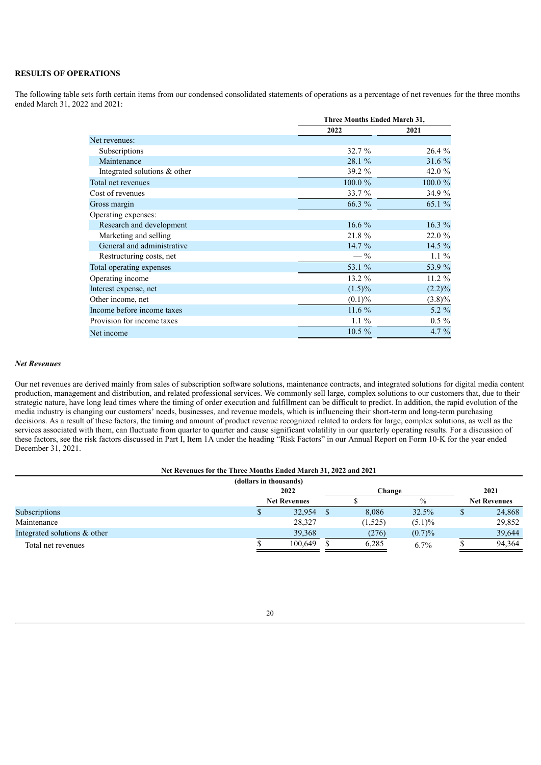**RESULTS OF OPERATIONS**

The following table sets forth certain items from our condensed consolidated statements of operations as a percentage of net revenues for the three months ended March 31, 2022 and 2021:

| | Three Months Ended March 31, | |
|---|---|---|
| | 2022 | 2021 |
| Net revenues: | | |
| Subscriptions | 32.7 % | 26.4 % |
| Maintenance | 28.1 % | 31.6 % |
| Integrated solutions & other | 39.2 % | 42.0 % |
| Total net revenues | 100.0 % | 100.0 % |
| Cost of revenues | 33.7 % | 34.9 % |
| Gross margin | 66.3 % | 65.1 % |
| Operating expenses: | | |
| Research and development | 16.6 % | 16.3 % |
| Marketing and selling | 21.8 % | 22.0 % |
| General and administrative | 14.7 % | 14.5 % |
| Restructuring costs, net | — % | 1.1 % |
| Total operating expenses | 53.1 % | 53.9 % |
| Operating income | 13.2 % | 11.2 % |
| Interest expense, net | (1.5)% | (2.2)% |
| Other income, net | (0.1)% | (3.8)% |
| Income before income taxes | 11.6 % | 5.2 % |
| Provision for income taxes | 1.1 % | 0.5 % |
| Net income | 10.5 % | 4.7 % |

***Net Revenues***

Our net revenues are derived mainly from sales of subscription software solutions, maintenance contracts, and integrated solutions for digital media content production, management and distribution, and related professional services. We commonly sell large, complex solutions to our customers that, due to their strategic nature, have long lead times where the timing of order execution and fulfillment can be difficult to predict. In addition, the rapid evolution of the media industry is changing our customers' needs, businesses, and revenue models, which is influencing their short-term and long-term purchasing decisions. As a result of these factors, the timing and amount of product revenue recognized related to orders for large, complex solutions, as well as the services associated with them, can fluctuate from quarter to quarter and cause significant volatility in our quarterly operating results. For a discussion of these factors, see the risk factors discussed in Part I, Item 1A under the heading "Risk Factors" in our Annual Report on Form 10-K for the year ended December 31, 2021.

**Net Revenues for the Three Months Ended March 31, 2022 and 2021**

**(dollars in thousands)**

| | 2022 | Change | | 2021 |
|---|---|---|---|---|
| | Net Revenues | $ | % | Net Revenues |
| Subscriptions | $ 32,954 | $ 8,086 | 32.5% | $ 24,868 |
| Maintenance | 28,327 | (1,525) | (5.1)% | 29,852 |
| Integrated solutions & other | 39,368 | (276) | (0.7)% | 39,644 |
| Total net revenues | $ 100,649 | $ 6,285 | 6.7% | $ 94,364 |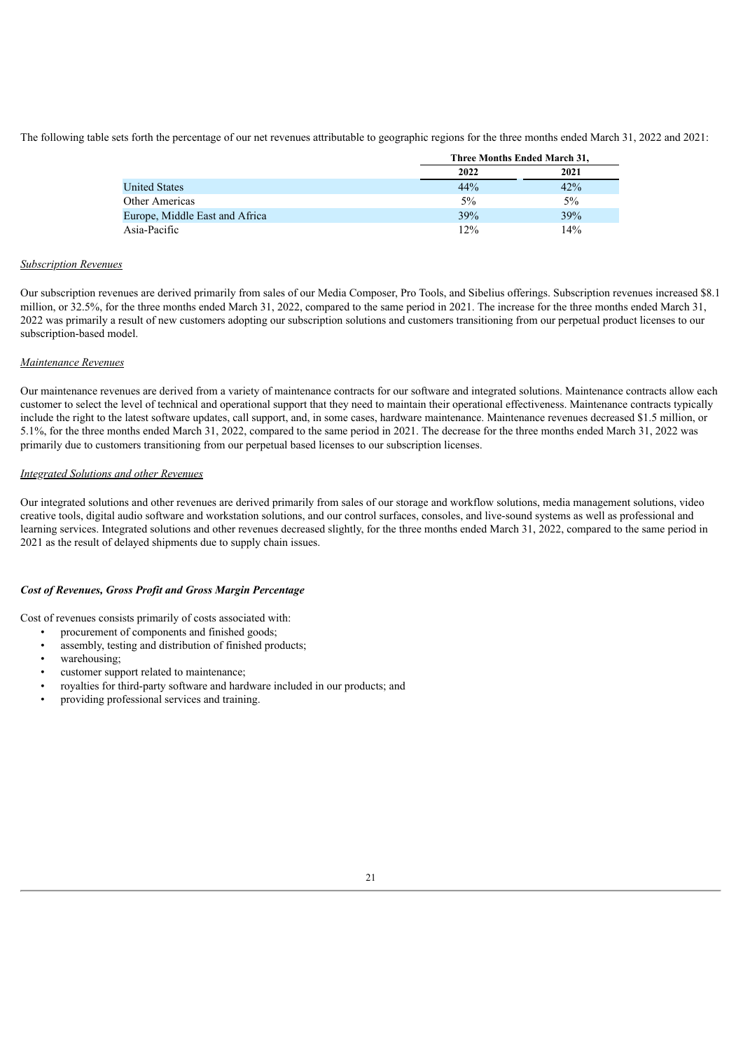The following table sets forth the percentage of our net revenues attributable to geographic regions for the three months ended March 31, 2022 and 2021:

| | Three Months Ended March 31, | |
|---|---|---|
| | 2022 | 2021 |
| United States | 44% | 42% |
| Other Americas | 5% | 5% |
| Europe, Middle East and Africa | 39% | 39% |
| Asia-Pacific | 12% | 14% |

*Subscription Revenues*

Our subscription revenues are derived primarily from sales of our Media Composer, Pro Tools, and Sibelius offerings. Subscription revenues increased $8.1 million, or 32.5%, for the three months ended March 31, 2022, compared to the same period in 2021. The increase for the three months ended March 31, 2022 was primarily a result of new customers adopting our subscription solutions and customers transitioning from our perpetual product licenses to our subscription-based model.

*Maintenance Revenues*

Our maintenance revenues are derived from a variety of maintenance contracts for our software and integrated solutions. Maintenance contracts allow each customer to select the level of technical and operational support that they need to maintain their operational effectiveness. Maintenance contracts typically include the right to the latest software updates, call support, and, in some cases, hardware maintenance. Maintenance revenues decreased $1.5 million, or 5.1%, for the three months ended March 31, 2022, compared to the same period in 2021. The decrease for the three months ended March 31, 2022 was primarily due to customers transitioning from our perpetual based licenses to our subscription licenses.

*Integrated Solutions and other Revenues*

Our integrated solutions and other revenues are derived primarily from sales of our storage and workflow solutions, media management solutions, video creative tools, digital audio software and workstation solutions, and our control surfaces, consoles, and live-sound systems as well as professional and learning services. Integrated solutions and other revenues decreased slightly, for the three months ended March 31, 2022, compared to the same period in 2021 as the result of delayed shipments due to supply chain issues.

***Cost of Revenues, Gross Profit and Gross Margin Percentage***

Cost of revenues consists primarily of costs associated with:

- procurement of components and finished goods;
- assembly, testing and distribution of finished products;
- warehousing;
- customer support related to maintenance;
- royalties for third-party software and hardware included in our products; and
- providing professional services and training.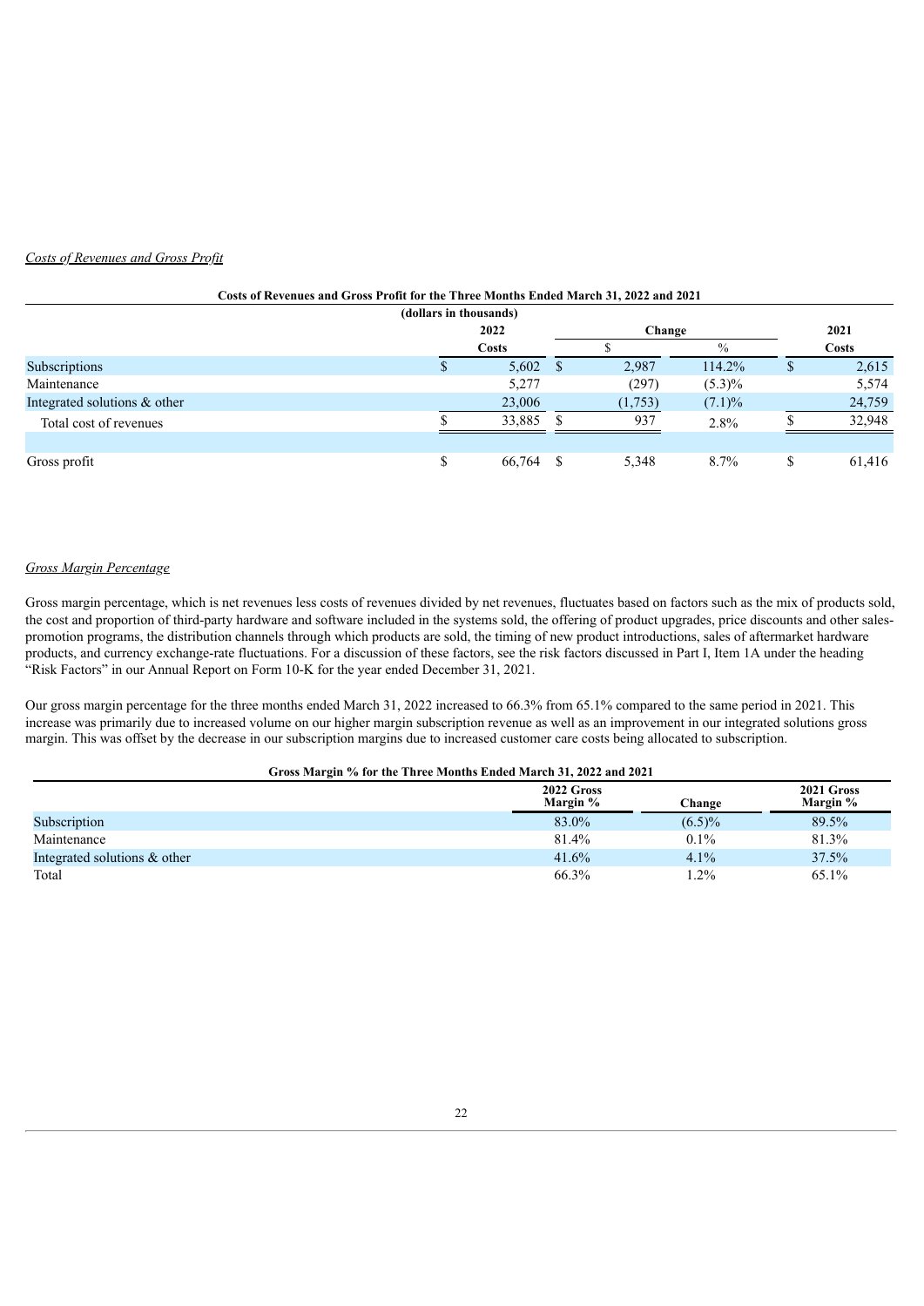*Costs of Revenues and Gross Profit*

**Costs of Revenues and Gross Profit for the Three Months Ended March 31, 2022 and 2021**

| (dollars in thousands) | 2022 Costs | Change $ | Change % | 2021 Costs |
|---|---|---|---|---|
| Subscriptions | $ 5,602 | $ 2,987 | 114.2% | $ 2,615 |
| Maintenance | 5,277 | (297) | (5.3)% | 5,574 |
| Integrated solutions & other | 23,006 | (1,753) | (7.1)% | 24,759 |
| Total cost of revenues | $ 33,885 | $ 937 | 2.8% | $ 32,948 |
| | | | | |
| Gross profit | $ 66,764 | $ 5,348 | 8.7% | $ 61,416 |

*Gross Margin Percentage*

Gross margin percentage, which is net revenues less costs of revenues divided by net revenues, fluctuates based on factors such as the mix of products sold, the cost and proportion of third-party hardware and software included in the systems sold, the offering of product upgrades, price discounts and other sales-promotion programs, the distribution channels through which products are sold, the timing of new product introductions, sales of aftermarket hardware products, and currency exchange-rate fluctuations. For a discussion of these factors, see the risk factors discussed in Part I, Item 1A under the heading "Risk Factors" in our Annual Report on Form 10-K for the year ended December 31, 2021.

Our gross margin percentage for the three months ended March 31, 2022 increased to 66.3% from 65.1% compared to the same period in 2021. This increase was primarily due to increased volume on our higher margin subscription revenue as well as an improvement in our integrated solutions gross margin. This was offset by the decrease in our subscription margins due to increased customer care costs being allocated to subscription.

**Gross Margin % for the Three Months Ended March 31, 2022 and 2021**

| | 2022 Gross Margin % | Change | 2021 Gross Margin % |
|---|---|---|---|
| Subscription | 83.0% | (6.5)% | 89.5% |
| Maintenance | 81.4% | 0.1% | 81.3% |
| Integrated solutions & other | 41.6% | 4.1% | 37.5% |
| Total | 66.3% | 1.2% | 65.1% |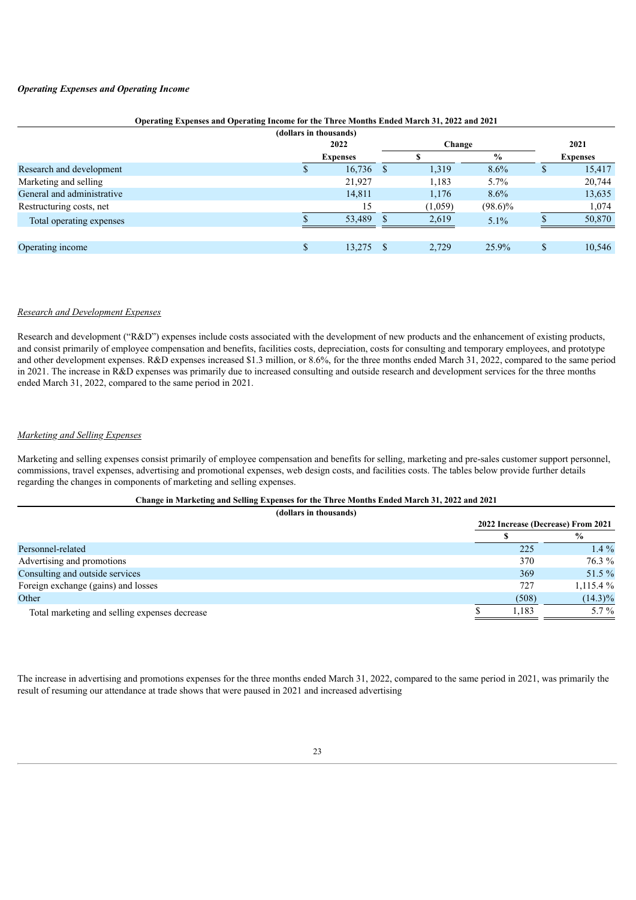***Operating Expenses and Operating Income***

**Operating Expenses and Operating Income for the Three Months Ended March 31, 2022 and 2021**
**(dollars in thousands)**

| | 2022 | Change | | 2021 |
|---|---|---|---|---|
| | **Expenses** | **$** | **%** | **Expenses** |
| Research and development | $ 16,736 | $ 1,319 | 8.6% | $ 15,417 |
| Marketing and selling | 21,927 | 1,183 | 5.7% | 20,744 |
| General and administrative | 14,811 | 1,176 | 8.6% | 13,635 |
| Restructuring costs, net | 15 | (1,059) | (98.6)% | 1,074 |
| Total operating expenses | $ 53,489 | $ 2,619 | 5.1% | $ 50,870 |
| | | | | |
| Operating income | $ 13,275 | $ 2,729 | 25.9% | $ 10,546 |

*Research and Development Expenses*

Research and development ("R&D") expenses include costs associated with the development of new products and the enhancement of existing products, and consist primarily of employee compensation and benefits, facilities costs, depreciation, costs for consulting and temporary employees, and prototype and other development expenses. R&D expenses increased $1.3 million, or 8.6%, for the three months ended March 31, 2022, compared to the same period in 2021. The increase in R&D expenses was primarily due to increased consulting and outside research and development services for the three months ended March 31, 2022, compared to the same period in 2021.

*Marketing and Selling Expenses*

Marketing and selling expenses consist primarily of employee compensation and benefits for selling, marketing and pre-sales customer support personnel, commissions, travel expenses, advertising and promotional expenses, web design costs, and facilities costs. The tables below provide further details regarding the changes in components of marketing and selling expenses.

**Change in Marketing and Selling Expenses for the Three Months Ended March 31, 2022 and 2021**
**(dollars in thousands)**

| | 2022 Increase (Decrease) From 2021 | |
|---|---|---|
| | **$** | **%** |
| Personnel-related | 225 | 1.4 % |
| Advertising and promotions | 370 | 76.3 % |
| Consulting and outside services | 369 | 51.5 % |
| Foreign exchange (gains) and losses | 727 | 1,115.4 % |
| Other | (508) | (14.3)% |
| Total marketing and selling expenses decrease | $ 1,183 | 5.7 % |

The increase in advertising and promotions expenses for the three months ended March 31, 2022, compared to the same period in 2021, was primarily the result of resuming our attendance at trade shows that were paused in 2021 and increased advertising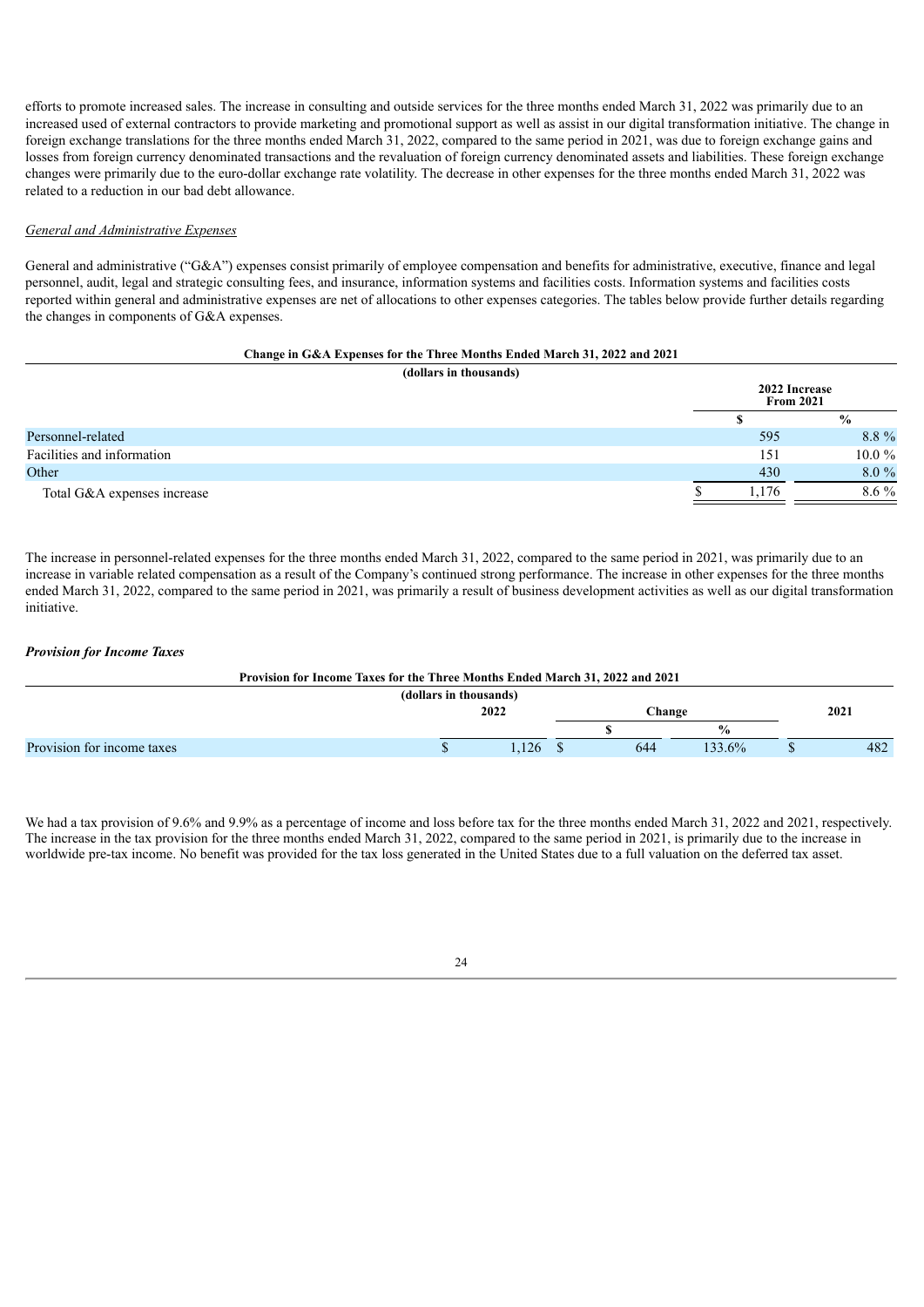efforts to promote increased sales. The increase in consulting and outside services for the three months ended March 31, 2022 was primarily due to an increased used of external contractors to provide marketing and promotional support as well as assist in our digital transformation initiative. The change in foreign exchange translations for the three months ended March 31, 2022, compared to the same period in 2021, was due to foreign exchange gains and losses from foreign currency denominated transactions and the revaluation of foreign currency denominated assets and liabilities. These foreign exchange changes were primarily due to the euro-dollar exchange rate volatility. The decrease in other expenses for the three months ended March 31, 2022 was related to a reduction in our bad debt allowance.

*General and Administrative Expenses*

General and administrative ("G&A") expenses consist primarily of employee compensation and benefits for administrative, executive, finance and legal personnel, audit, legal and strategic consulting fees, and insurance, information systems and facilities costs. Information systems and facilities costs reported within general and administrative expenses are net of allocations to other expenses categories. The tables below provide further details regarding the changes in components of G&A expenses.

**Change in G&A Expenses for the Three Months Ended March 31, 2022 and 2021**

**(dollars in thousands)**

| | 2022 Increase From 2021 | |
|---|---|---|
| | $ | % |
| Personnel-related | 595 | 8.8 % |
| Facilities and information | 151 | 10.0 % |
| Other | 430 | 8.0 % |
| Total G&A expenses increase | $ 1,176 | 8.6 % |

The increase in personnel-related expenses for the three months ended March 31, 2022, compared to the same period in 2021, was primarily due to an increase in variable related compensation as a result of the Company's continued strong performance. The increase in other expenses for the three months ended March 31, 2022, compared to the same period in 2021, was primarily a result of business development activities as well as our digital transformation initiative.

***Provision for Income Taxes***

**Provision for Income Taxes for the Three Months Ended March 31, 2022 and 2021**

**(dollars in thousands)**

| | 2022 | Change | | 2021 |
|---|---|---|---|---|
| | | $ | % | |
| Provision for income taxes | $ 1,126 | $ 644 | 133.6% | $ 482 |

We had a tax provision of 9.6% and 9.9% as a percentage of income and loss before tax for the three months ended March 31, 2022 and 2021, respectively. The increase in the tax provision for the three months ended March 31, 2022, compared to the same period in 2021, is primarily due to the increase in worldwide pre-tax income. No benefit was provided for the tax loss generated in the United States due to a full valuation on the deferred tax asset.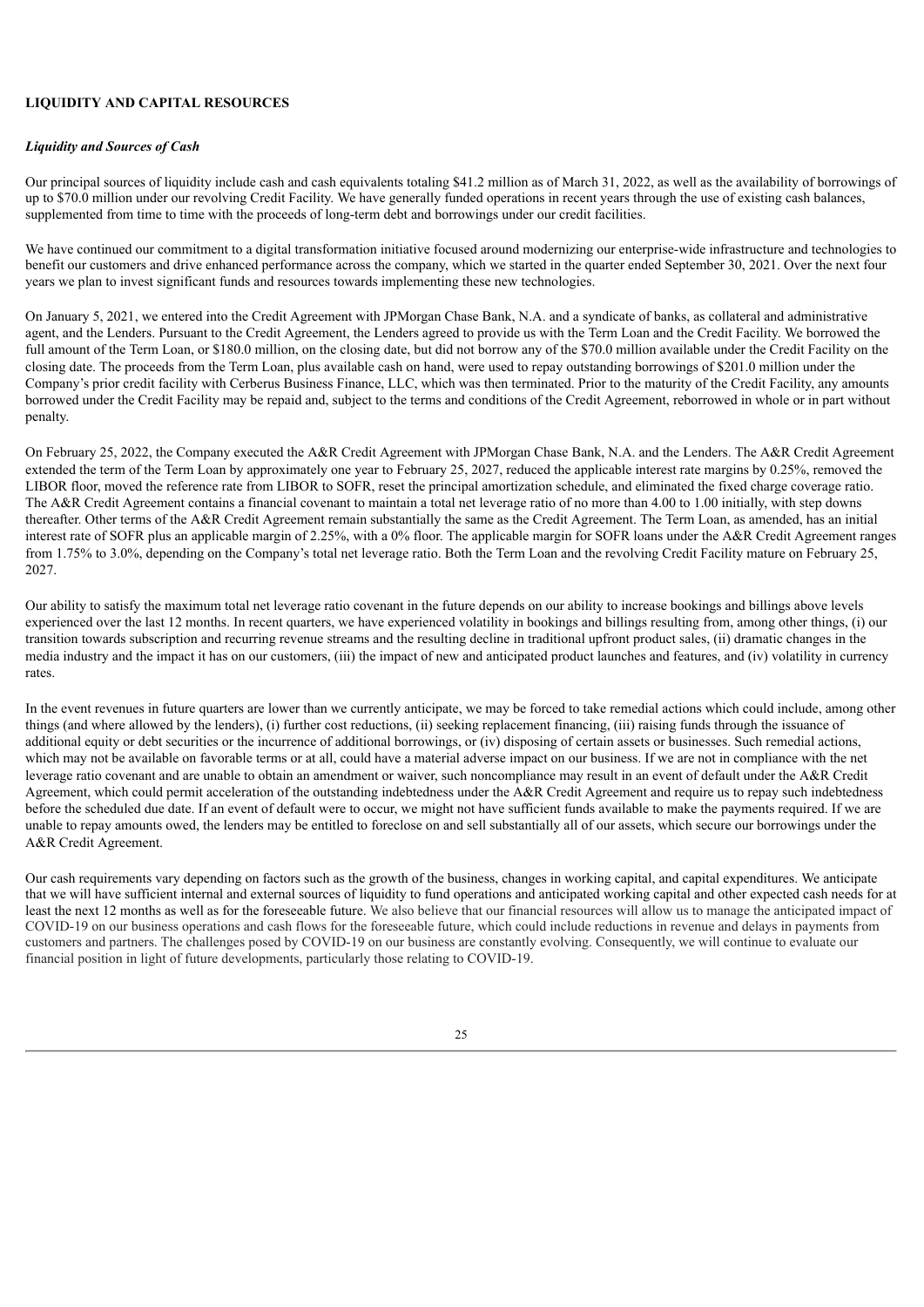**LIQUIDITY AND CAPITAL RESOURCES**

***Liquidity and Sources of Cash***

Our principal sources of liquidity include cash and cash equivalents totaling $41.2 million as of March 31, 2022, as well as the availability of borrowings of up to $70.0 million under our revolving Credit Facility. We have generally funded operations in recent years through the use of existing cash balances, supplemented from time to time with the proceeds of long-term debt and borrowings under our credit facilities.

We have continued our commitment to a digital transformation initiative focused around modernizing our enterprise-wide infrastructure and technologies to benefit our customers and drive enhanced performance across the company, which we started in the quarter ended September 30, 2021. Over the next four years we plan to invest significant funds and resources towards implementing these new technologies.

On January 5, 2021, we entered into the Credit Agreement with JPMorgan Chase Bank, N.A. and a syndicate of banks, as collateral and administrative agent, and the Lenders. Pursuant to the Credit Agreement, the Lenders agreed to provide us with the Term Loan and the Credit Facility. We borrowed the full amount of the Term Loan, or $180.0 million, on the closing date, but did not borrow any of the $70.0 million available under the Credit Facility on the closing date. The proceeds from the Term Loan, plus available cash on hand, were used to repay outstanding borrowings of $201.0 million under the Company's prior credit facility with Cerberus Business Finance, LLC, which was then terminated. Prior to the maturity of the Credit Facility, any amounts borrowed under the Credit Facility may be repaid and, subject to the terms and conditions of the Credit Agreement, reborrowed in whole or in part without penalty.

On February 25, 2022, the Company executed the A&R Credit Agreement with JPMorgan Chase Bank, N.A. and the Lenders. The A&R Credit Agreement extended the term of the Term Loan by approximately one year to February 25, 2027, reduced the applicable interest rate margins by 0.25%, removed the LIBOR floor, moved the reference rate from LIBOR to SOFR, reset the principal amortization schedule, and eliminated the fixed charge coverage ratio. The A&R Credit Agreement contains a financial covenant to maintain a total net leverage ratio of no more than 4.00 to 1.00 initially, with step downs thereafter. Other terms of the A&R Credit Agreement remain substantially the same as the Credit Agreement. The Term Loan, as amended, has an initial interest rate of SOFR plus an applicable margin of 2.25%, with a 0% floor. The applicable margin for SOFR loans under the A&R Credit Agreement ranges from 1.75% to 3.0%, depending on the Company's total net leverage ratio. Both the Term Loan and the revolving Credit Facility mature on February 25, 2027.

Our ability to satisfy the maximum total net leverage ratio covenant in the future depends on our ability to increase bookings and billings above levels experienced over the last 12 months. In recent quarters, we have experienced volatility in bookings and billings resulting from, among other things, (i) our transition towards subscription and recurring revenue streams and the resulting decline in traditional upfront product sales, (ii) dramatic changes in the media industry and the impact it has on our customers, (iii) the impact of new and anticipated product launches and features, and (iv) volatility in currency rates.

In the event revenues in future quarters are lower than we currently anticipate, we may be forced to take remedial actions which could include, among other things (and where allowed by the lenders), (i) further cost reductions, (ii) seeking replacement financing, (iii) raising funds through the issuance of additional equity or debt securities or the incurrence of additional borrowings, or (iv) disposing of certain assets or businesses. Such remedial actions, which may not be available on favorable terms or at all, could have a material adverse impact on our business. If we are not in compliance with the net leverage ratio covenant and are unable to obtain an amendment or waiver, such noncompliance may result in an event of default under the A&R Credit Agreement, which could permit acceleration of the outstanding indebtedness under the A&R Credit Agreement and require us to repay such indebtedness before the scheduled due date. If an event of default were to occur, we might not have sufficient funds available to make the payments required. If we are unable to repay amounts owed, the lenders may be entitled to foreclose on and sell substantially all of our assets, which secure our borrowings under the A&R Credit Agreement.

Our cash requirements vary depending on factors such as the growth of the business, changes in working capital, and capital expenditures. We anticipate that we will have sufficient internal and external sources of liquidity to fund operations and anticipated working capital and other expected cash needs for at least the next 12 months as well as for the foreseeable future. We also believe that our financial resources will allow us to manage the anticipated impact of COVID-19 on our business operations and cash flows for the foreseeable future, which could include reductions in revenue and delays in payments from customers and partners. The challenges posed by COVID-19 on our business are constantly evolving. Consequently, we will continue to evaluate our financial position in light of future developments, particularly those relating to COVID-19.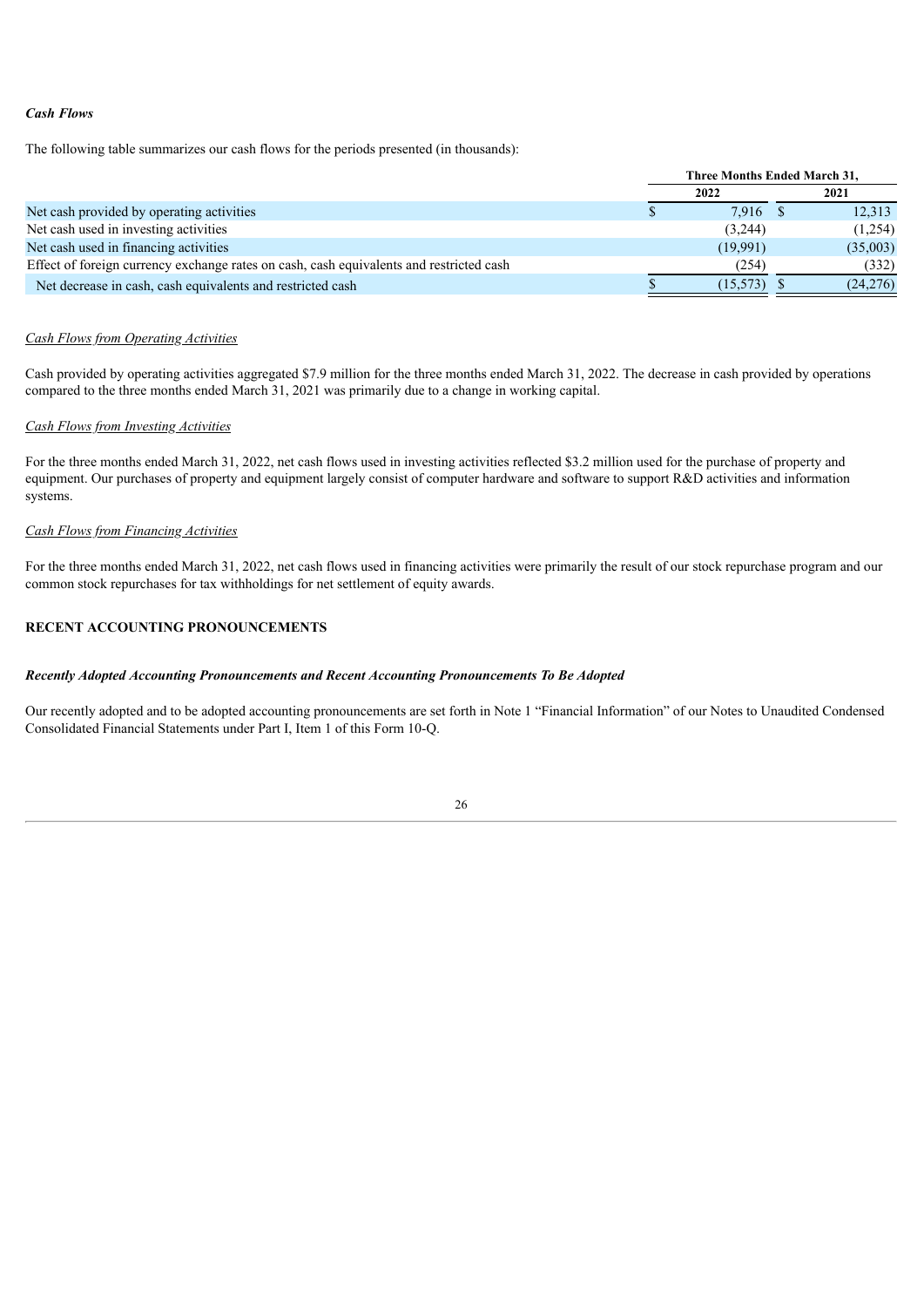### *Cash Flows*

The following table summarizes our cash flows for the periods presented (in thousands):

| | Three Months Ended March 31, | |
|---|---|---|
| | 2022 | 2021 |
| Net cash provided by operating activities | $ 7,916 | $ 12,313 |
| Net cash used in investing activities | (3,244) | (1,254) |
| Net cash used in financing activities | (19,991) | (35,003) |
| Effect of foreign currency exchange rates on cash, cash equivalents and restricted cash | (254) | (332) |
| Net decrease in cash, cash equivalents and restricted cash | $ (15,573) | $ (24,276) |

*Cash Flows from Operating Activities*

Cash provided by operating activities aggregated $7.9 million for the three months ended March 31, 2022. The decrease in cash provided by operations compared to the three months ended March 31, 2021 was primarily due to a change in working capital.

*Cash Flows from Investing Activities*

For the three months ended March 31, 2022, net cash flows used in investing activities reflected $3.2 million used for the purchase of property and equipment. Our purchases of property and equipment largely consist of computer hardware and software to support R&D activities and information systems.

*Cash Flows from Financing Activities*

For the three months ended March 31, 2022, net cash flows used in financing activities were primarily the result of our stock repurchase program and our common stock repurchases for tax withholdings for net settlement of equity awards.

## RECENT ACCOUNTING PRONOUNCEMENTS

### *Recently Adopted Accounting Pronouncements and Recent Accounting Pronouncements To Be Adopted*

Our recently adopted and to be adopted accounting pronouncements are set forth in Note 1 "Financial Information" of our Notes to Unaudited Condensed Consolidated Financial Statements under Part I, Item 1 of this Form 10-Q.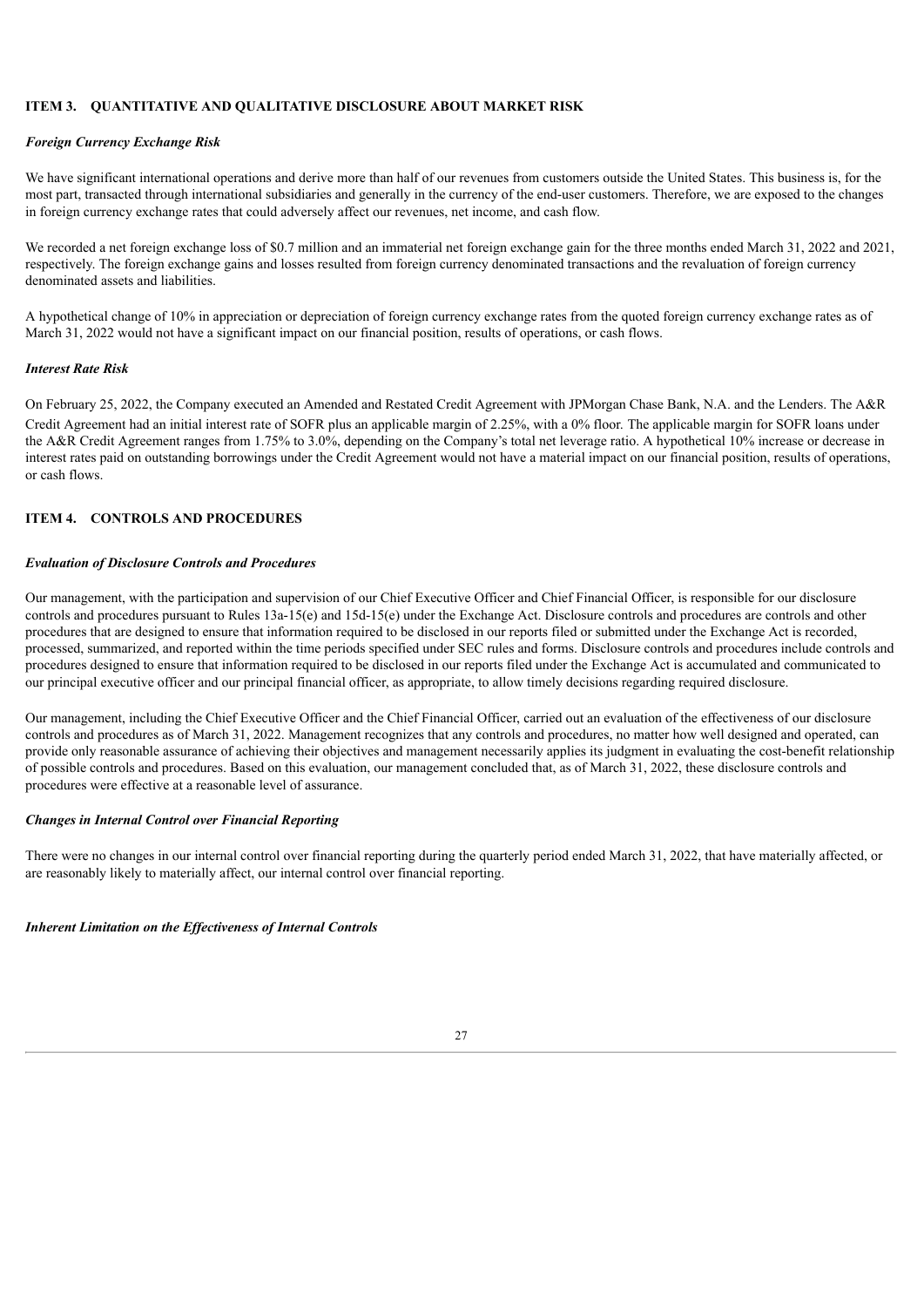## ITEM 3. QUANTITATIVE AND QUALITATIVE DISCLOSURE ABOUT MARKET RISK

### *Foreign Currency Exchange Risk*

We have significant international operations and derive more than half of our revenues from customers outside the United States. This business is, for the most part, transacted through international subsidiaries and generally in the currency of the end-user customers. Therefore, we are exposed to the changes in foreign currency exchange rates that could adversely affect our revenues, net income, and cash flow.

We recorded a net foreign exchange loss of $0.7 million and an immaterial net foreign exchange gain for the three months ended March 31, 2022 and 2021, respectively. The foreign exchange gains and losses resulted from foreign currency denominated transactions and the revaluation of foreign currency denominated assets and liabilities.

A hypothetical change of 10% in appreciation or depreciation of foreign currency exchange rates from the quoted foreign currency exchange rates as of March 31, 2022 would not have a significant impact on our financial position, results of operations, or cash flows.

### *Interest Rate Risk*

On February 25, 2022, the Company executed an Amended and Restated Credit Agreement with JPMorgan Chase Bank, N.A. and the Lenders. The A&R Credit Agreement had an initial interest rate of SOFR plus an applicable margin of 2.25%, with a 0% floor. The applicable margin for SOFR loans under the A&R Credit Agreement ranges from 1.75% to 3.0%, depending on the Company's total net leverage ratio. A hypothetical 10% increase or decrease in interest rates paid on outstanding borrowings under the Credit Agreement would not have a material impact on our financial position, results of operations, or cash flows.

## ITEM 4. CONTROLS AND PROCEDURES

### *Evaluation of Disclosure Controls and Procedures*

Our management, with the participation and supervision of our Chief Executive Officer and Chief Financial Officer, is responsible for our disclosure controls and procedures pursuant to Rules 13a-15(e) and 15d-15(e) under the Exchange Act. Disclosure controls and procedures are controls and other procedures that are designed to ensure that information required to be disclosed in our reports filed or submitted under the Exchange Act is recorded, processed, summarized, and reported within the time periods specified under SEC rules and forms. Disclosure controls and procedures include controls and procedures designed to ensure that information required to be disclosed in our reports filed under the Exchange Act is accumulated and communicated to our principal executive officer and our principal financial officer, as appropriate, to allow timely decisions regarding required disclosure.

Our management, including the Chief Executive Officer and the Chief Financial Officer, carried out an evaluation of the effectiveness of our disclosure controls and procedures as of March 31, 2022. Management recognizes that any controls and procedures, no matter how well designed and operated, can provide only reasonable assurance of achieving their objectives and management necessarily applies its judgment in evaluating the cost-benefit relationship of possible controls and procedures. Based on this evaluation, our management concluded that, as of March 31, 2022, these disclosure controls and procedures were effective at a reasonable level of assurance.

### *Changes in Internal Control over Financial Reporting*

There were no changes in our internal control over financial reporting during the quarterly period ended March 31, 2022, that have materially affected, or are reasonably likely to materially affect, our internal control over financial reporting.

### *Inherent Limitation on the Effectiveness of Internal Controls*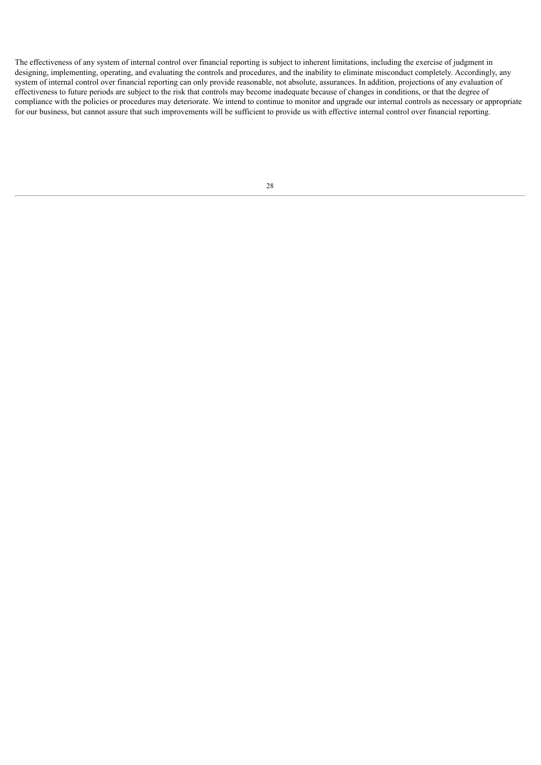The effectiveness of any system of internal control over financial reporting is subject to inherent limitations, including the exercise of judgment in designing, implementing, operating, and evaluating the controls and procedures, and the inability to eliminate misconduct completely. Accordingly, any system of internal control over financial reporting can only provide reasonable, not absolute, assurances. In addition, projections of any evaluation of effectiveness to future periods are subject to the risk that controls may become inadequate because of changes in conditions, or that the degree of compliance with the policies or procedures may deteriorate. We intend to continue to monitor and upgrade our internal controls as necessary or appropriate for our business, but cannot assure that such improvements will be sufficient to provide us with effective internal control over financial reporting.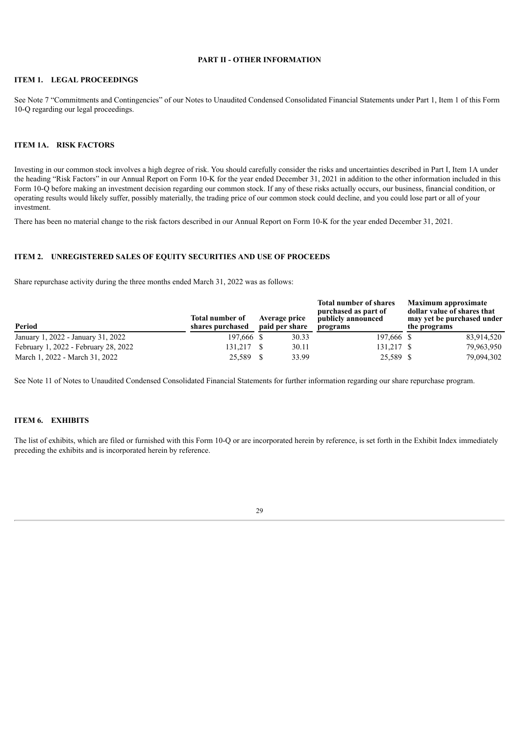## PART II - OTHER INFORMATION

### ITEM 1. LEGAL PROCEEDINGS

See Note 7 "Commitments and Contingencies" of our Notes to Unaudited Condensed Consolidated Financial Statements under Part 1, Item 1 of this Form 10-Q regarding our legal proceedings.

### ITEM 1A. RISK FACTORS

Investing in our common stock involves a high degree of risk. You should carefully consider the risks and uncertainties described in Part I, Item 1A under the heading "Risk Factors" in our Annual Report on Form 10-K for the year ended December 31, 2021 in addition to the other information included in this Form 10-Q before making an investment decision regarding our common stock. If any of these risks actually occurs, our business, financial condition, or operating results would likely suffer, possibly materially, the trading price of our common stock could decline, and you could lose part or all of your investment.

There has been no material change to the risk factors described in our Annual Report on Form 10-K for the year ended December 31, 2021.

### ITEM 2. UNREGISTERED SALES OF EQUITY SECURITIES AND USE OF PROCEEDS

Share repurchase activity during the three months ended March 31, 2022 was as follows:

| Period | Total number of shares purchased | Average price paid per share | Total number of shares purchased as part of publicly announced programs | Maximum approximate dollar value of shares that may yet be purchased under the programs |
|---|---|---|---|---|
| January 1, 2022 - January 31, 2022 | 197,666 | $ 30.33 | 197,666 | $ 83,914,520 |
| February 1, 2022 - February 28, 2022 | 131,217 | $ 30.11 | 131,217 | $ 79,963,950 |
| March 1, 2022 - March 31, 2022 | 25,589 | $ 33.99 | 25,589 | $ 79,094,302 |

See Note 11 of Notes to Unaudited Condensed Consolidated Financial Statements for further information regarding our share repurchase program.

### ITEM 6. EXHIBITS

The list of exhibits, which are filed or furnished with this Form 10-Q or are incorporated herein by reference, is set forth in the Exhibit Index immediately preceding the exhibits and is incorporated herein by reference.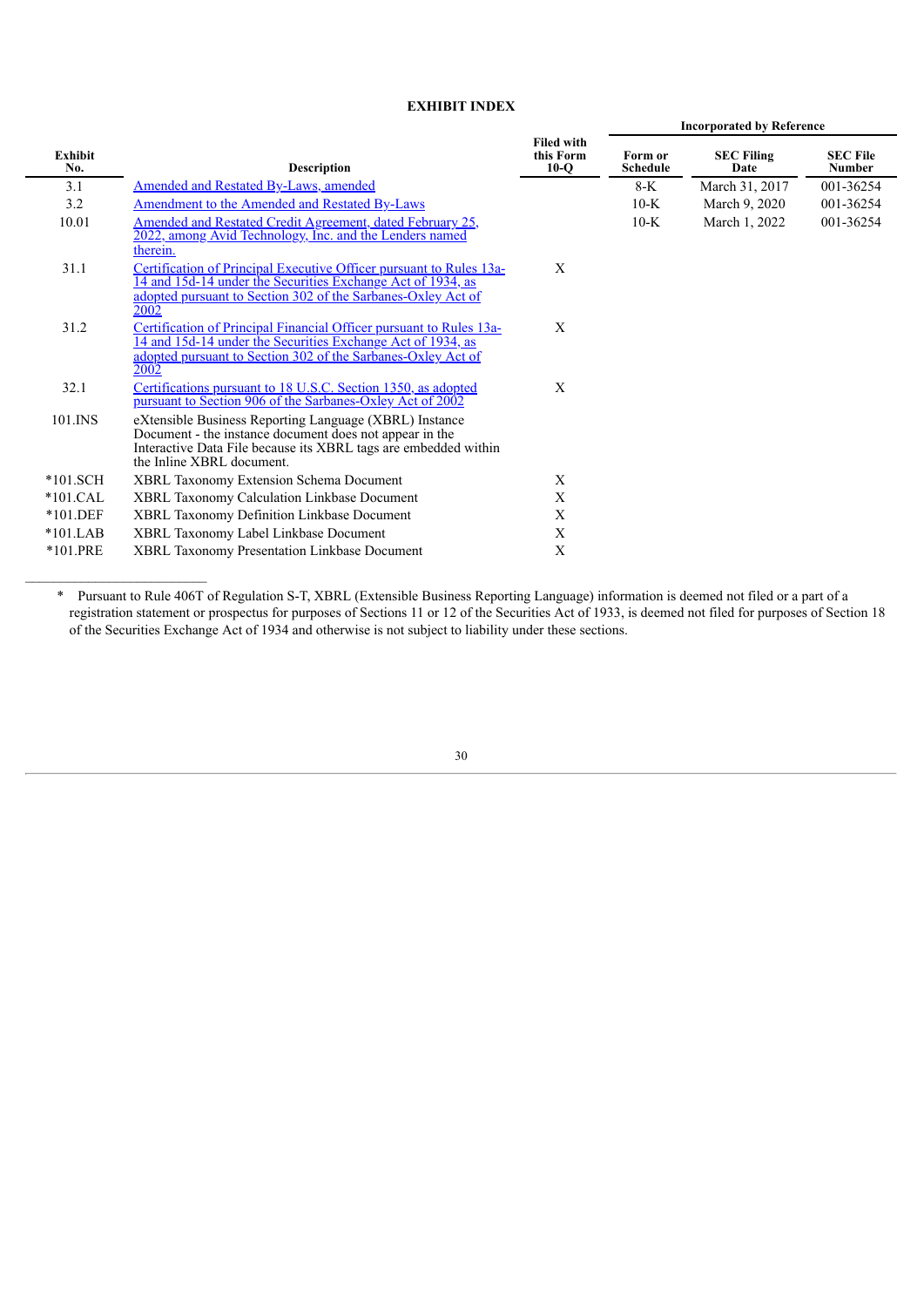# EXHIBIT INDEX

| Exhibit No. | Description | Filed with this Form 10-Q | Incorporated by Reference | | |
|---|---|---|---|---|---|
| | | | Form or Schedule | SEC Filing Date | SEC File Number |
| 3.1 | Amended and Restated By-Laws, amended | | 8-K | March 31, 2017 | 001-36254 |
| 3.2 | Amendment to the Amended and Restated By-Laws | | 10-K | March 9, 2020 | 001-36254 |
| 10.01 | Amended and Restated Credit Agreement, dated February 25, 2022, among Avid Technology, Inc. and the Lenders named therein. | | 10-K | March 1, 2022 | 001-36254 |
| 31.1 | Certification of Principal Executive Officer pursuant to Rules 13a-14 and 15d-14 under the Securities Exchange Act of 1934, as adopted pursuant to Section 302 of the Sarbanes-Oxley Act of 2002 | X | | | |
| 31.2 | Certification of Principal Financial Officer pursuant to Rules 13a-14 and 15d-14 under the Securities Exchange Act of 1934, as adopted pursuant to Section 302 of the Sarbanes-Oxley Act of 2002 | X | | | |
| 32.1 | Certifications pursuant to 18 U.S.C. Section 1350, as adopted pursuant to Section 906 of the Sarbanes-Oxley Act of 2002 | X | | | |
| 101.INS | eXtensible Business Reporting Language (XBRL) Instance Document - the instance document does not appear in the Interactive Data File because its XBRL tags are embedded within the Inline XBRL document. | | | | |
| *101.SCH | XBRL Taxonomy Extension Schema Document | X | | | |
| *101.CAL | XBRL Taxonomy Calculation Linkbase Document | X | | | |
| *101.DEF | XBRL Taxonomy Definition Linkbase Document | X | | | |
| *101.LAB | XBRL Taxonomy Label Linkbase Document | X | | | |
| *101.PRE | XBRL Taxonomy Presentation Linkbase Document | X | | | |

---

\* Pursuant to Rule 406T of Regulation S-T, XBRL (Extensible Business Reporting Language) information is deemed not filed or a part of a registration statement or prospectus for purposes of Sections 11 or 12 of the Securities Act of 1933, is deemed not filed for purposes of Section 18 of the Securities Exchange Act of 1934 and otherwise is not subject to liability under these sections.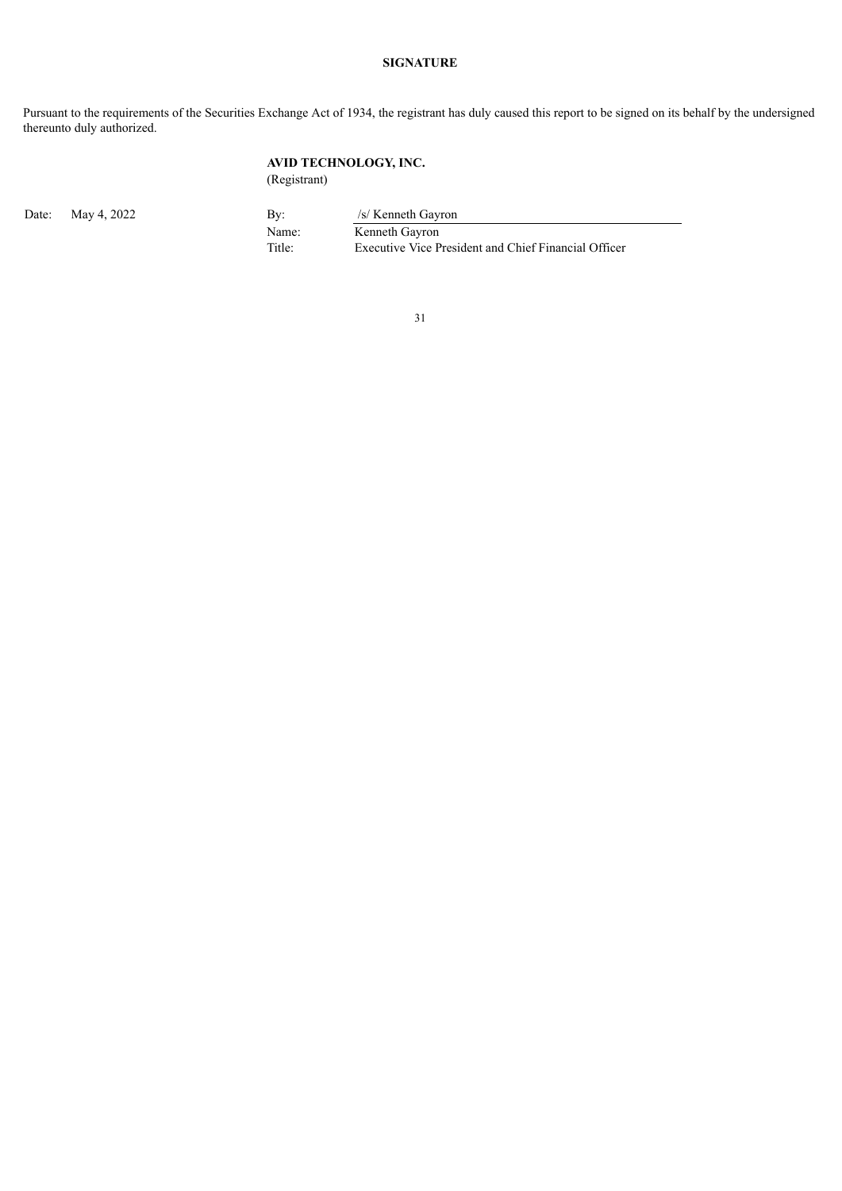# SIGNATURE

Pursuant to the requirements of the Securities Exchange Act of 1934, the registrant has duly caused this report to be signed on its behalf by the undersigned thereunto duly authorized.

**AVID TECHNOLOGY, INC.**
(Registrant)

| | | | |
|---|---|---|---|
| Date: | May 4, 2022 | By: | /s/ Kenneth Gayron |
| | | Name: | Kenneth Gayron |
| | | Title: | Executive Vice President and Chief Financial Officer |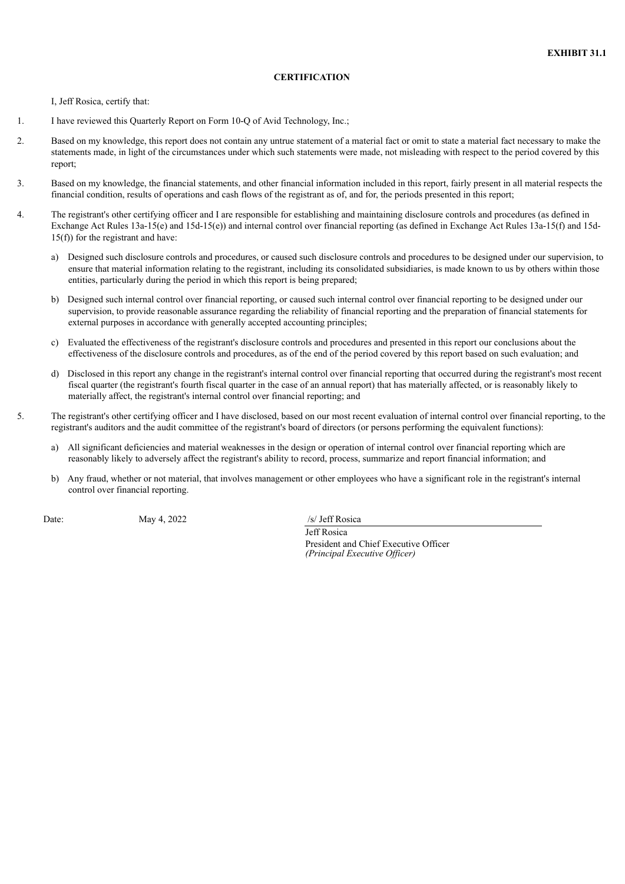**EXHIBIT 31.1**

## CERTIFICATION

I, Jeff Rosica, certify that:

1. I have reviewed this Quarterly Report on Form 10-Q of Avid Technology, Inc.;

2. Based on my knowledge, this report does not contain any untrue statement of a material fact or omit to state a material fact necessary to make the statements made, in light of the circumstances under which such statements were made, not misleading with respect to the period covered by this report;

3. Based on my knowledge, the financial statements, and other financial information included in this report, fairly present in all material respects the financial condition, results of operations and cash flows of the registrant as of, and for, the periods presented in this report;

4. The registrant's other certifying officer and I are responsible for establishing and maintaining disclosure controls and procedures (as defined in Exchange Act Rules 13a-15(e) and 15d-15(e)) and internal control over financial reporting (as defined in Exchange Act Rules 13a-15(f) and 15d-15(f)) for the registrant and have:

   a) Designed such disclosure controls and procedures, or caused such disclosure controls and procedures to be designed under our supervision, to ensure that material information relating to the registrant, including its consolidated subsidiaries, is made known to us by others within those entities, particularly during the period in which this report is being prepared;

   b) Designed such internal control over financial reporting, or caused such internal control over financial reporting to be designed under our supervision, to provide reasonable assurance regarding the reliability of financial reporting and the preparation of financial statements for external purposes in accordance with generally accepted accounting principles;

   c) Evaluated the effectiveness of the registrant's disclosure controls and procedures and presented in this report our conclusions about the effectiveness of the disclosure controls and procedures, as of the end of the period covered by this report based on such evaluation; and

   d) Disclosed in this report any change in the registrant's internal control over financial reporting that occurred during the registrant's most recent fiscal quarter (the registrant's fourth fiscal quarter in the case of an annual report) that has materially affected, or is reasonably likely to materially affect, the registrant's internal control over financial reporting; and

5. The registrant's other certifying officer and I have disclosed, based on our most recent evaluation of internal control over financial reporting, to the registrant's auditors and the audit committee of the registrant's board of directors (or persons performing the equivalent functions):

   a) All significant deficiencies and material weaknesses in the design or operation of internal control over financial reporting which are reasonably likely to adversely affect the registrant's ability to record, process, summarize and report financial information; and

   b) Any fraud, whether or not material, that involves management or other employees who have a significant role in the registrant's internal control over financial reporting.

Date: May 4, 2022

/s/ Jeff Rosica

Jeff Rosica
President and Chief Executive Officer
*(Principal Executive Officer)*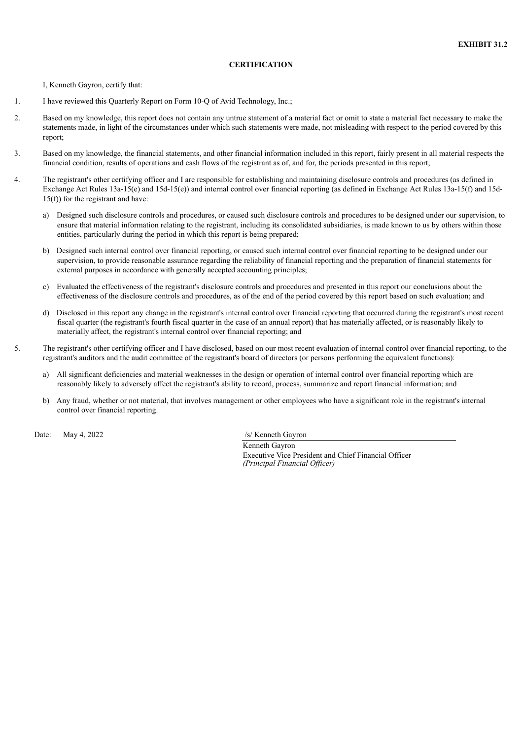**EXHIBIT 31.2**

**CERTIFICATION**

I, Kenneth Gayron, certify that:

1. I have reviewed this Quarterly Report on Form 10-Q of Avid Technology, Inc.;

2. Based on my knowledge, this report does not contain any untrue statement of a material fact or omit to state a material fact necessary to make the statements made, in light of the circumstances under which such statements were made, not misleading with respect to the period covered by this report;

3. Based on my knowledge, the financial statements, and other financial information included in this report, fairly present in all material respects the financial condition, results of operations and cash flows of the registrant as of, and for, the periods presented in this report;

4. The registrant's other certifying officer and I are responsible for establishing and maintaining disclosure controls and procedures (as defined in Exchange Act Rules 13a-15(e) and 15d-15(e)) and internal control over financial reporting (as defined in Exchange Act Rules 13a-15(f) and 15d-15(f)) for the registrant and have:

   a) Designed such disclosure controls and procedures, or caused such disclosure controls and procedures to be designed under our supervision, to ensure that material information relating to the registrant, including its consolidated subsidiaries, is made known to us by others within those entities, particularly during the period in which this report is being prepared;

   b) Designed such internal control over financial reporting, or caused such internal control over financial reporting to be designed under our supervision, to provide reasonable assurance regarding the reliability of financial reporting and the preparation of financial statements for external purposes in accordance with generally accepted accounting principles;

   c) Evaluated the effectiveness of the registrant's disclosure controls and procedures and presented in this report our conclusions about the effectiveness of the disclosure controls and procedures, as of the end of the period covered by this report based on such evaluation; and

   d) Disclosed in this report any change in the registrant's internal control over financial reporting that occurred during the registrant's most recent fiscal quarter (the registrant's fourth fiscal quarter in the case of an annual report) that has materially affected, or is reasonably likely to materially affect, the registrant's internal control over financial reporting; and

5. The registrant's other certifying officer and I have disclosed, based on our most recent evaluation of internal control over financial reporting, to the registrant's auditors and the audit committee of the registrant's board of directors (or persons performing the equivalent functions):

   a) All significant deficiencies and material weaknesses in the design or operation of internal control over financial reporting which are reasonably likely to adversely affect the registrant's ability to record, process, summarize and report financial information; and

   b) Any fraud, whether or not material, that involves management or other employees who have a significant role in the registrant's internal control over financial reporting.

Date: May 4, 2022

/s/ Kenneth Gayron
Kenneth Gayron
Executive Vice President and Chief Financial Officer
*(Principal Financial Officer)*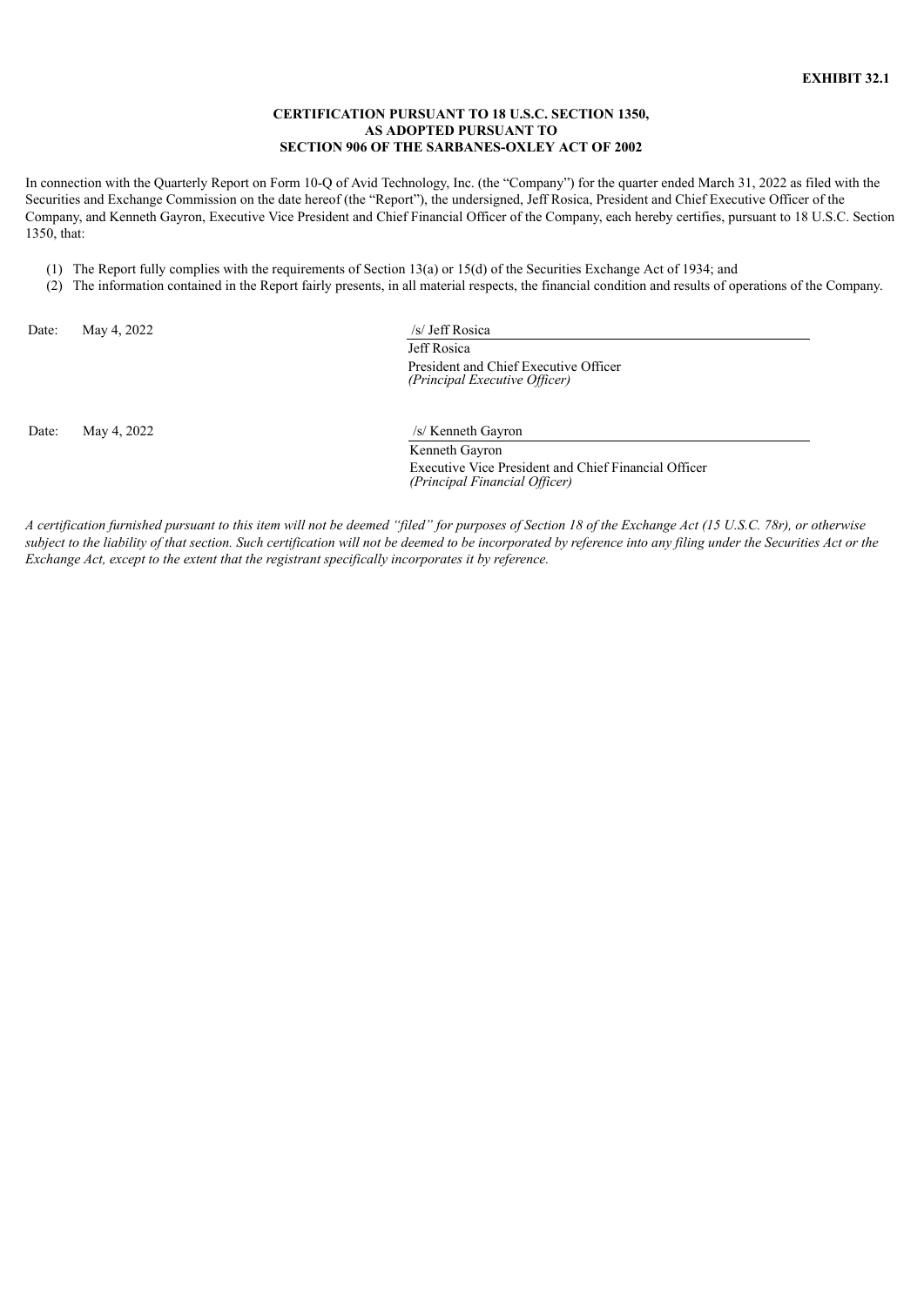**EXHIBIT 32.1**

**CERTIFICATION PURSUANT TO 18 U.S.C. SECTION 1350, AS ADOPTED PURSUANT TO SECTION 906 OF THE SARBANES-OXLEY ACT OF 2002**

In connection with the Quarterly Report on Form 10-Q of Avid Technology, Inc. (the "Company") for the quarter ended March 31, 2022 as filed with the Securities and Exchange Commission on the date hereof (the "Report"), the undersigned, Jeff Rosica, President and Chief Executive Officer of the Company, and Kenneth Gayron, Executive Vice President and Chief Financial Officer of the Company, each hereby certifies, pursuant to 18 U.S.C. Section 1350, that:

(1) The Report fully complies with the requirements of Section 13(a) or 15(d) of the Securities Exchange Act of 1934; and
(2) The information contained in the Report fairly presents, in all material respects, the financial condition and results of operations of the Company.

Date: May 4, 2022

/s/ Jeff Rosica
Jeff Rosica
President and Chief Executive Officer
*(Principal Executive Officer)*

Date: May 4, 2022

/s/ Kenneth Gayron
Kenneth Gayron
Executive Vice President and Chief Financial Officer
*(Principal Financial Officer)*

*A certification furnished pursuant to this item will not be deemed "filed" for purposes of Section 18 of the Exchange Act (15 U.S.C. 78r), or otherwise subject to the liability of that section. Such certification will not be deemed to be incorporated by reference into any filing under the Securities Act or the Exchange Act, except to the extent that the registrant specifically incorporates it by reference.*